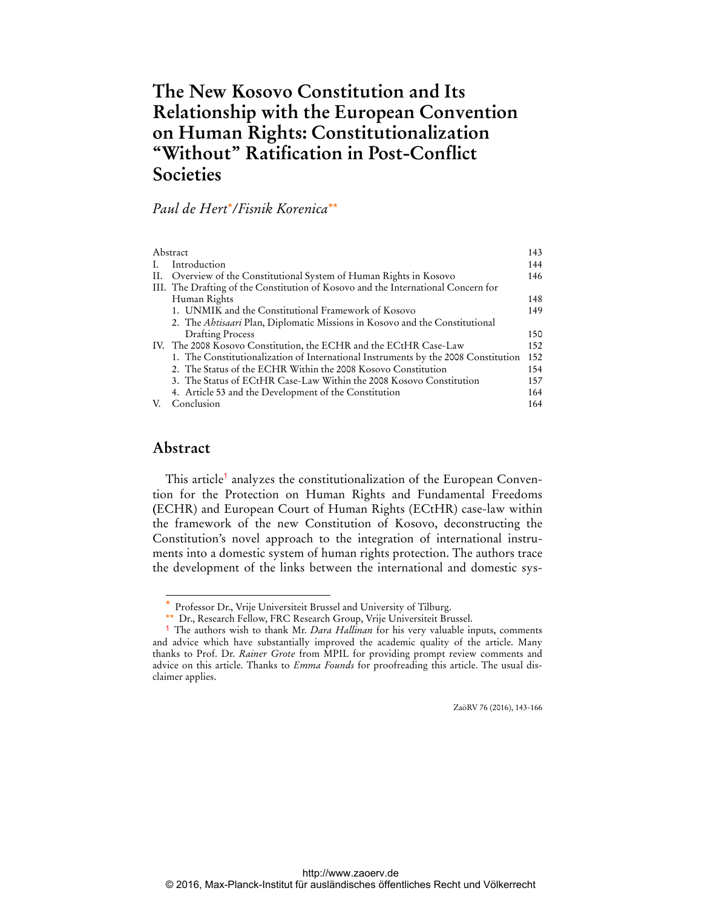# The New Kosovo Constitution and Its Relationship with the European Convention on Human Rights: Constitutionalization "Without" Ratification in Post-Conflict Societies

*Paul de Hert*[*]/*Fisnik Korenica*[**]

| | |
|---|---|
| Abstract | 143 |
| I. Introduction | 144 |
| II. Overview of the Constitutional System of Human Rights in Kosovo | 146 |
| III. The Drafting of the Constitution of Kosovo and the International Concern for Human Rights | 148 |
| 1. UNMIK and the Constitutional Framework of Kosovo | 149 |
| 2. The *Ahtisaari* Plan, Diplomatic Missions in Kosovo and the Constitutional Drafting Process | 150 |
| IV. The 2008 Kosovo Constitution, the ECHR and the ECtHR Case-Law | 152 |
| 1. The Constitutionalization of International Instruments by the 2008 Constitution | 152 |
| 2. The Status of the ECHR Within the 2008 Kosovo Constitution | 154 |
| 3. The Status of ECtHR Case-Law Within the 2008 Kosovo Constitution | 157 |
| 4. Article 53 and the Development of the Constitution | 164 |
| V. Conclusion | 164 |

## Abstract

This article[1] analyzes the constitutionalization of the European Convention for the Protection on Human Rights and Fundamental Freedoms (ECHR) and European Court of Human Rights (ECtHR) case-law within the framework of the new Constitution of Kosovo, deconstructing the Constitution's novel approach to the integration of international instruments into a domestic system of human rights protection. The authors trace the development of the links between the international and domestic sys-

[*] Professor Dr., Vrije Universiteit Brussel and University of Tilburg.

[**] Dr., Research Fellow, FRC Research Group, Vrije Universiteit Brussel.

[1] The authors wish to thank Mr. *Dara Hallinan* for his very valuable inputs, comments and advice which have substantially improved the academic quality of the article. Many thanks to Prof. Dr. *Rainer Grote* from MPIL for providing prompt review comments and advice on this article. Thanks to *Emma Founds* for proofreading this article. The usual disclaimer applies.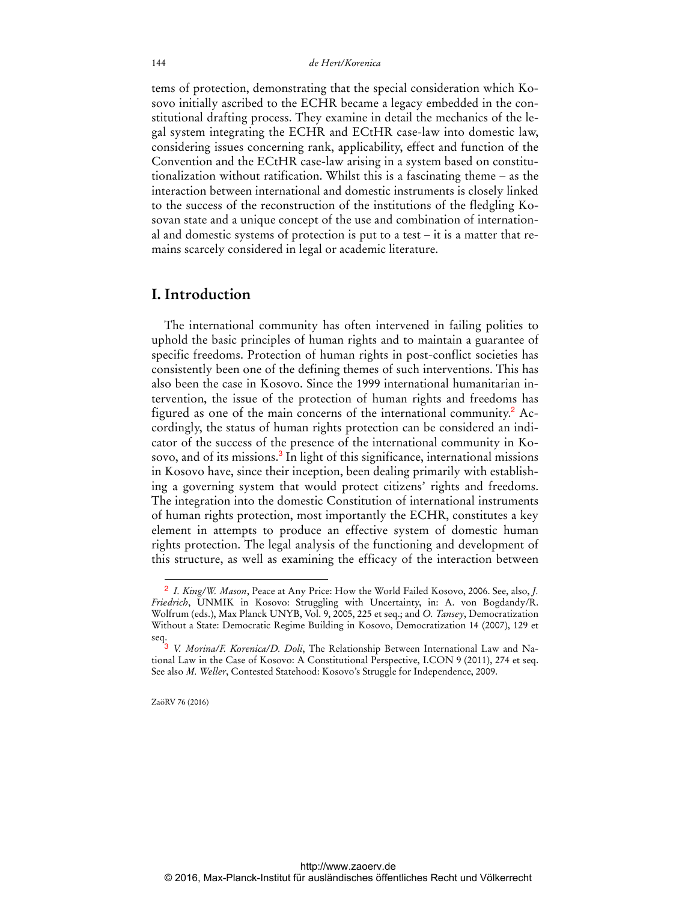tems of protection, demonstrating that the special consideration which Kosovo initially ascribed to the ECHR became a legacy embedded in the constitutional drafting process. They examine in detail the mechanics of the legal system integrating the ECHR and ECtHR case-law into domestic law, considering issues concerning rank, applicability, effect and function of the Convention and the ECtHR case-law arising in a system based on constitutionalization without ratification. Whilst this is a fascinating theme – as the interaction between international and domestic instruments is closely linked to the success of the reconstruction of the institutions of the fledgling Kosovan state and a unique concept of the use and combination of international and domestic systems of protection is put to a test – it is a matter that remains scarcely considered in legal or academic literature.

## I. Introduction

The international community has often intervened in failing polities to uphold the basic principles of human rights and to maintain a guarantee of specific freedoms. Protection of human rights in post-conflict societies has consistently been one of the defining themes of such interventions. This has also been the case in Kosovo. Since the 1999 international humanitarian intervention, the issue of the protection of human rights and freedoms has figured as one of the main concerns of the international community.[2] Accordingly, the status of human rights protection can be considered an indicator of the success of the presence of the international community in Kosovo, and of its missions.[3] In light of this significance, international missions in Kosovo have, since their inception, been dealing primarily with establishing a governing system that would protect citizens' rights and freedoms. The integration into the domestic Constitution of international instruments of human rights protection, most importantly the ECHR, constitutes a key element in attempts to produce an effective system of domestic human rights protection. The legal analysis of the functioning and development of this structure, as well as examining the efficacy of the interaction between

---

[2] *I. King/W. Mason*, Peace at Any Price: How the World Failed Kosovo, 2006. See, also, *J. Friedrich*, UNMIK in Kosovo: Struggling with Uncertainty, in: A. von Bogdandy/R. Wolfrum (eds.), Max Planck UNYB, Vol. 9, 2005, 225 et seq.; and *O. Tansey*, Democratization Without a State: Democratic Regime Building in Kosovo, Democratization 14 (2007), 129 et seq.

[3] *V. Morina/F. Korenica/D. Doli*, The Relationship Between International Law and National Law in the Case of Kosovo: A Constitutional Perspective, I.CON 9 (2011), 274 et seq. See also *M. Weller*, Contested Statehood: Kosovo's Struggle for Independence, 2009.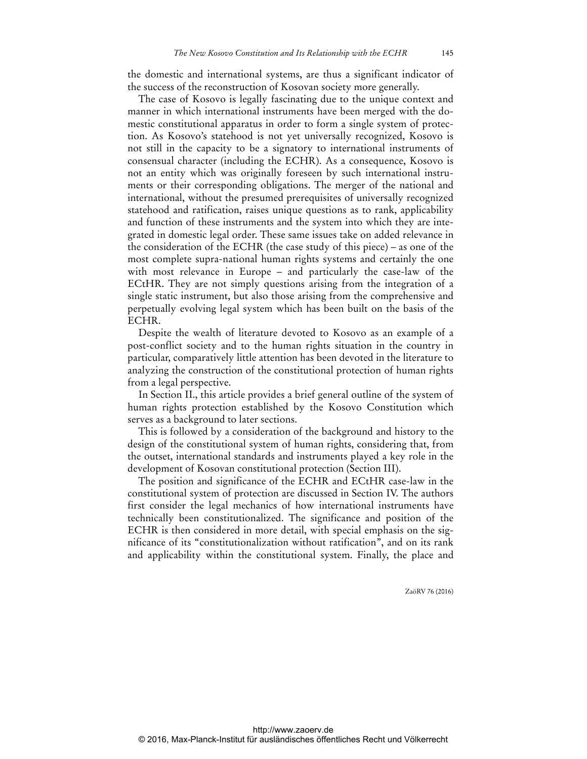the domestic and international systems, are thus a significant indicator of the success of the reconstruction of Kosovan society more generally.

The case of Kosovo is legally fascinating due to the unique context and manner in which international instruments have been merged with the domestic constitutional apparatus in order to form a single system of protection. As Kosovo's statehood is not yet universally recognized, Kosovo is not still in the capacity to be a signatory to international instruments of consensual character (including the ECHR). As a consequence, Kosovo is not an entity which was originally foreseen by such international instruments or their corresponding obligations. The merger of the national and international, without the presumed prerequisites of universally recognized statehood and ratification, raises unique questions as to rank, applicability and function of these instruments and the system into which they are integrated in domestic legal order. These same issues take on added relevance in the consideration of the ECHR (the case study of this piece) – as one of the most complete supra-national human rights systems and certainly the one with most relevance in Europe – and particularly the case-law of the ECtHR. They are not simply questions arising from the integration of a single static instrument, but also those arising from the comprehensive and perpetually evolving legal system which has been built on the basis of the ECHR.

Despite the wealth of literature devoted to Kosovo as an example of a post-conflict society and to the human rights situation in the country in particular, comparatively little attention has been devoted in the literature to analyzing the construction of the constitutional protection of human rights from a legal perspective.

In Section II., this article provides a brief general outline of the system of human rights protection established by the Kosovo Constitution which serves as a background to later sections.

This is followed by a consideration of the background and history to the design of the constitutional system of human rights, considering that, from the outset, international standards and instruments played a key role in the development of Kosovan constitutional protection (Section III).

The position and significance of the ECHR and ECtHR case-law in the constitutional system of protection are discussed in Section IV. The authors first consider the legal mechanics of how international instruments have technically been constitutionalized. The significance and position of the ECHR is then considered in more detail, with special emphasis on the significance of its "constitutionalization without ratification", and on its rank and applicability within the constitutional system. Finally, the place and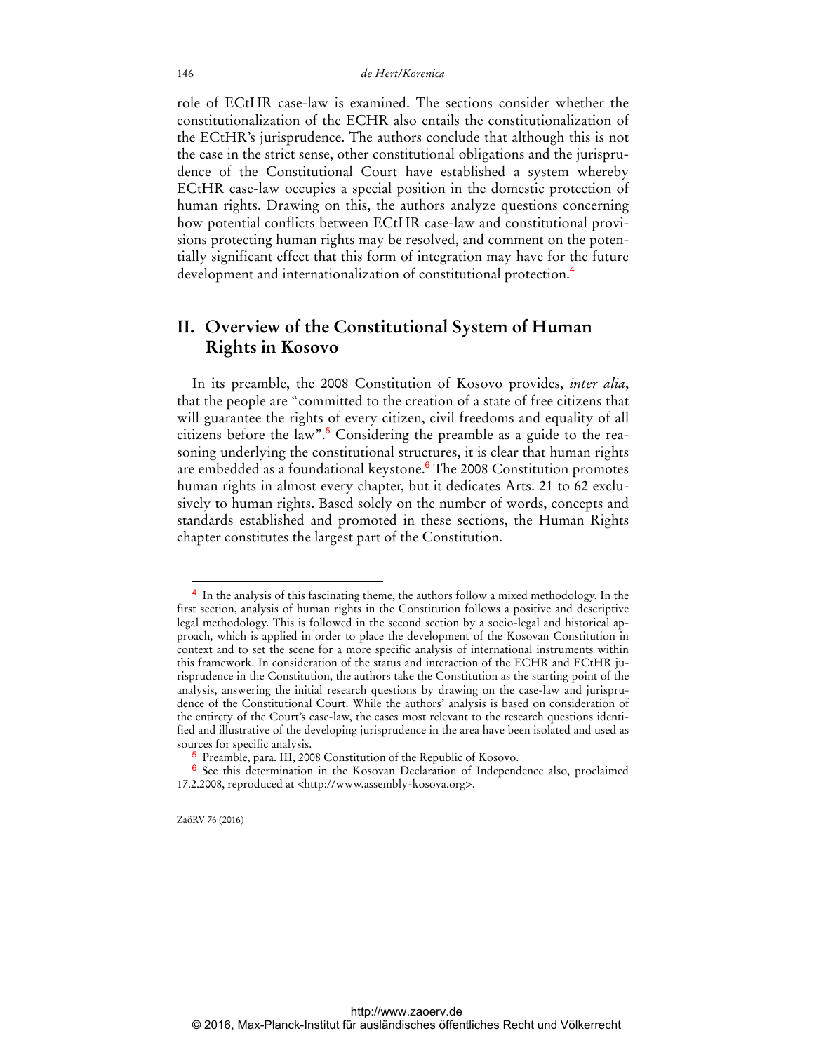role of ECtHR case-law is examined. The sections consider whether the constitutionalization of the ECHR also entails the constitutionalization of the ECtHR's jurisprudence. The authors conclude that although this is not the case in the strict sense, other constitutional obligations and the jurisprudence of the Constitutional Court have established a system whereby ECtHR case-law occupies a special position in the domestic protection of human rights. Drawing on this, the authors analyze questions concerning how potential conflicts between ECtHR case-law and constitutional provisions protecting human rights may be resolved, and comment on the potentially significant effect that this form of integration may have for the future development and internationalization of constitutional protection.[4]

## II. Overview of the Constitutional System of Human Rights in Kosovo

In its preamble, the 2008 Constitution of Kosovo provides, *inter alia*, that the people are "committed to the creation of a state of free citizens that will guarantee the rights of every citizen, civil freedoms and equality of all citizens before the law".[5] Considering the preamble as a guide to the reasoning underlying the constitutional structures, it is clear that human rights are embedded as a foundational keystone.[6] The 2008 Constitution promotes human rights in almost every chapter, but it dedicates Arts. 21 to 62 exclusively to human rights. Based solely on the number of words, concepts and standards established and promoted in these sections, the Human Rights chapter constitutes the largest part of the Constitution.

---

[4] In the analysis of this fascinating theme, the authors follow a mixed methodology. In the first section, analysis of human rights in the Constitution follows a positive and descriptive legal methodology. This is followed in the second section by a socio-legal and historical approach, which is applied in order to place the development of the Kosovan Constitution in context and to set the scene for a more specific analysis of international instruments within this framework. In consideration of the status and interaction of the ECHR and ECtHR jurisprudence in the Constitution, the authors take the Constitution as the starting point of the analysis, answering the initial research questions by drawing on the case-law and jurisprudence of the Constitutional Court. While the authors' analysis is based on consideration of the entirety of the Court's case-law, the cases most relevant to the research questions identified and illustrative of the developing jurisprudence in the area have been isolated and used as sources for specific analysis.

[5] Preamble, para. III, 2008 Constitution of the Republic of Kosovo.

[6] See this determination in the Kosovan Declaration of Independence also, proclaimed 17.2.2008, reproduced at <http://www.assembly-kosova.org>.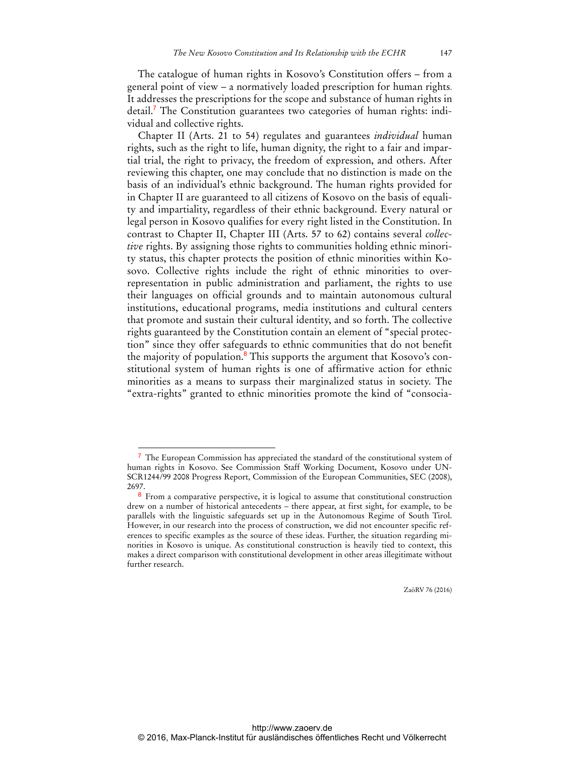The catalogue of human rights in Kosovo's Constitution offers – from a general point of view – a normatively loaded prescription for human rights. It addresses the prescriptions for the scope and substance of human rights in detail.[7] The Constitution guarantees two categories of human rights: individual and collective rights.

Chapter II (Arts. 21 to 54) regulates and guarantees *individual* human rights, such as the right to life, human dignity, the right to a fair and impartial trial, the right to privacy, the freedom of expression, and others. After reviewing this chapter, one may conclude that no distinction is made on the basis of an individual's ethnic background. The human rights provided for in Chapter II are guaranteed to all citizens of Kosovo on the basis of equality and impartiality, regardless of their ethnic background. Every natural or legal person in Kosovo qualifies for every right listed in the Constitution. In contrast to Chapter II, Chapter III (Arts. 57 to 62) contains several *collective* rights. By assigning those rights to communities holding ethnic minority status, this chapter protects the position of ethnic minorities within Kosovo. Collective rights include the right of ethnic minorities to over-representation in public administration and parliament, the rights to use their languages on official grounds and to maintain autonomous cultural institutions, educational programs, media institutions and cultural centers that promote and sustain their cultural identity, and so forth. The collective rights guaranteed by the Constitution contain an element of "special protection" since they offer safeguards to ethnic communities that do not benefit the majority of population.[8] This supports the argument that Kosovo's constitutional system of human rights is one of affirmative action for ethnic minorities as a means to surpass their marginalized status in society. The "extra-rights" granted to ethnic minorities promote the kind of "consocia-

---

[7] The European Commission has appreciated the standard of the constitutional system of human rights in Kosovo. See Commission Staff Working Document, Kosovo under UNSCR1244/99 2008 Progress Report, Commission of the European Communities, SEC (2008), 2697.

[8] From a comparative perspective, it is logical to assume that constitutional construction drew on a number of historical antecedents – there appear, at first sight, for example, to be parallels with the linguistic safeguards set up in the Autonomous Regime of South Tirol. However, in our research into the process of construction, we did not encounter specific references to specific examples as the source of these ideas. Further, the situation regarding minorities in Kosovo is unique. As constitutional construction is heavily tied to context, this makes a direct comparison with constitutional development in other areas illegitimate without further research.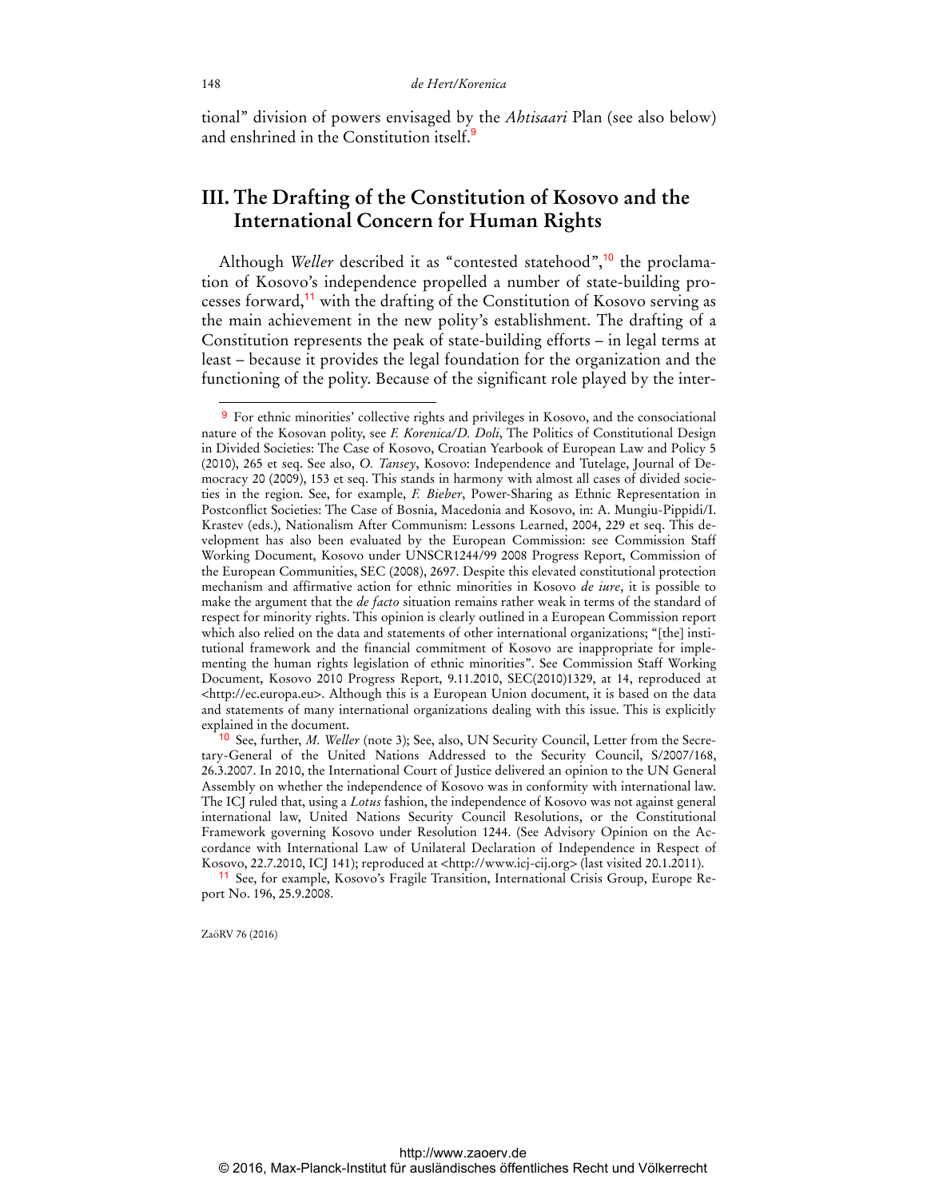tional" division of powers envisaged by the *Ahtisaari* Plan (see also below) and enshrined in the Constitution itself.[9]

## III. The Drafting of the Constitution of Kosovo and the International Concern for Human Rights

Although *Weller* described it as "contested statehood",[10] the proclamation of Kosovo's independence propelled a number of state-building processes forward,[11] with the drafting of the Constitution of Kosovo serving as the main achievement in the new polity's establishment. The drafting of a Constitution represents the peak of state-building efforts – in legal terms at least – because it provides the legal foundation for the organization and the functioning of the polity. Because of the significant role played by the inter-

---

[9] For ethnic minorities' collective rights and privileges in Kosovo, and the consociational nature of the Kosovan polity, see *F. Korenica/D. Doli*, The Politics of Constitutional Design in Divided Societies: The Case of Kosovo, Croatian Yearbook of European Law and Policy 5 (2010), 265 et seq. See also, *O. Tansey*, Kosovo: Independence and Tutelage, Journal of Democracy 20 (2009), 153 et seq. This stands in harmony with almost all cases of divided societies in the region. See, for example, *F. Bieber*, Power-Sharing as Ethnic Representation in Postconflict Societies: The Case of Bosnia, Macedonia and Kosovo, in: A. Mungiu-Pippidi/I. Krastev (eds.), Nationalism After Communism: Lessons Learned, 2004, 229 et seq. This development has also been evaluated by the European Commission: see Commission Staff Working Document, Kosovo under UNSCR1244/99 2008 Progress Report, Commission of the European Communities, SEC (2008), 2697. Despite this elevated constitutional protection mechanism and affirmative action for ethnic minorities in Kosovo *de iure*, it is possible to make the argument that the *de facto* situation remains rather weak in terms of the standard of respect for minority rights. This opinion is clearly outlined in a European Commission report which also relied on the data and statements of other international organizations; "[the] institutional framework and the financial commitment of Kosovo are inappropriate for implementing the human rights legislation of ethnic minorities". See Commission Staff Working Document, Kosovo 2010 Progress Report, 9.11.2010, SEC(2010)1329, at 14, reproduced at <http://ec.europa.eu>. Although this is a European Union document, it is based on the data and statements of many international organizations dealing with this issue. This is explicitly explained in the document.

[10] See, further, *M. Weller* (note 3); See, also, UN Security Council, Letter from the Secretary-General of the United Nations Addressed to the Security Council, S/2007/168, 26.3.2007. In 2010, the International Court of Justice delivered an opinion to the UN General Assembly on whether the independence of Kosovo was in conformity with international law. The ICJ ruled that, using a *Lotus* fashion, the independence of Kosovo was not against general international law, United Nations Security Council Resolutions, or the Constitutional Framework governing Kosovo under Resolution 1244. (See Advisory Opinion on the Accordance with International Law of Unilateral Declaration of Independence in Respect of Kosovo, 22.7.2010, ICJ 141); reproduced at <http://www.icj-cij.org> (last visited 20.1.2011).

[11] See, for example, Kosovo's Fragile Transition, International Crisis Group, Europe Report No. 196, 25.9.2008.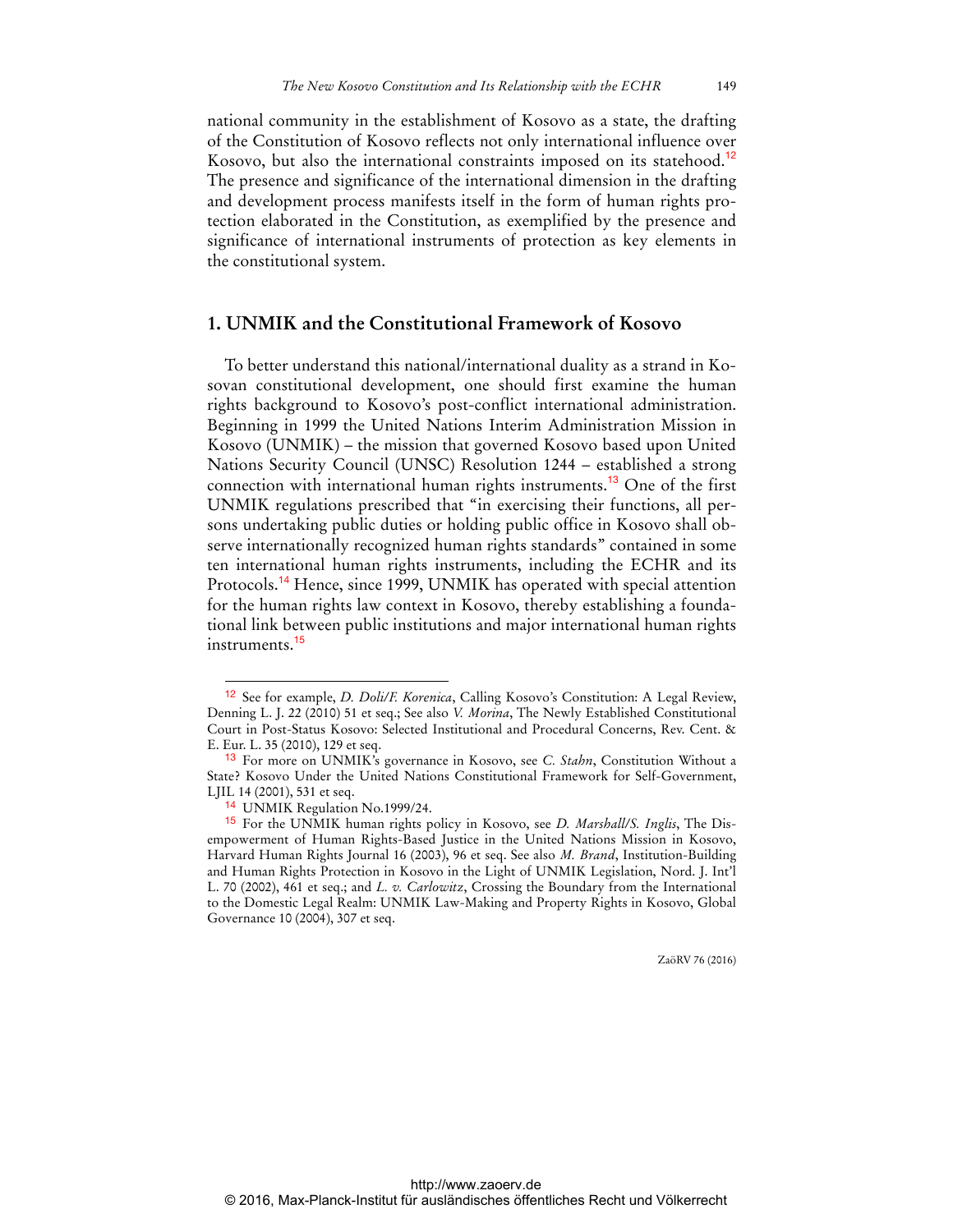national community in the establishment of Kosovo as a state, the drafting of the Constitution of Kosovo reflects not only international influence over Kosovo, but also the international constraints imposed on its statehood.[12] The presence and significance of the international dimension in the drafting and development process manifests itself in the form of human rights protection elaborated in the Constitution, as exemplified by the presence and significance of international instruments of protection as key elements in the constitutional system.

## 1. UNMIK and the Constitutional Framework of Kosovo

To better understand this national/international duality as a strand in Kosovan constitutional development, one should first examine the human rights background to Kosovo's post-conflict international administration. Beginning in 1999 the United Nations Interim Administration Mission in Kosovo (UNMIK) – the mission that governed Kosovo based upon United Nations Security Council (UNSC) Resolution 1244 – established a strong connection with international human rights instruments.[13] One of the first UNMIK regulations prescribed that "in exercising their functions, all persons undertaking public duties or holding public office in Kosovo shall observe internationally recognized human rights standards" contained in some ten international human rights instruments, including the ECHR and its Protocols.[14] Hence, since 1999, UNMIK has operated with special attention for the human rights law context in Kosovo, thereby establishing a foundational link between public institutions and major international human rights instruments.[15]

---

[12] See for example, *D. Doli/F. Korenica*, Calling Kosovo's Constitution: A Legal Review, Denning L. J. 22 (2010) 51 et seq.; See also *V. Morina*, The Newly Established Constitutional Court in Post-Status Kosovo: Selected Institutional and Procedural Concerns, Rev. Cent. & E. Eur. L. 35 (2010), 129 et seq.

[13] For more on UNMIK's governance in Kosovo, see *C. Stahn*, Constitution Without a State? Kosovo Under the United Nations Constitutional Framework for Self-Government, LJIL 14 (2001), 531 et seq.

[14] UNMIK Regulation No.1999/24.

[15] For the UNMIK human rights policy in Kosovo, see *D. Marshall/S. Inglis*, The Disempowerment of Human Rights-Based Justice in the United Nations Mission in Kosovo, Harvard Human Rights Journal 16 (2003), 96 et seq. See also *M. Brand*, Institution-Building and Human Rights Protection in Kosovo in the Light of UNMIK Legislation, Nord. J. Int'l L. 70 (2002), 461 et seq.; and *L. v. Carlowitz*, Crossing the Boundary from the International to the Domestic Legal Realm: UNMIK Law-Making and Property Rights in Kosovo, Global Governance 10 (2004), 307 et seq.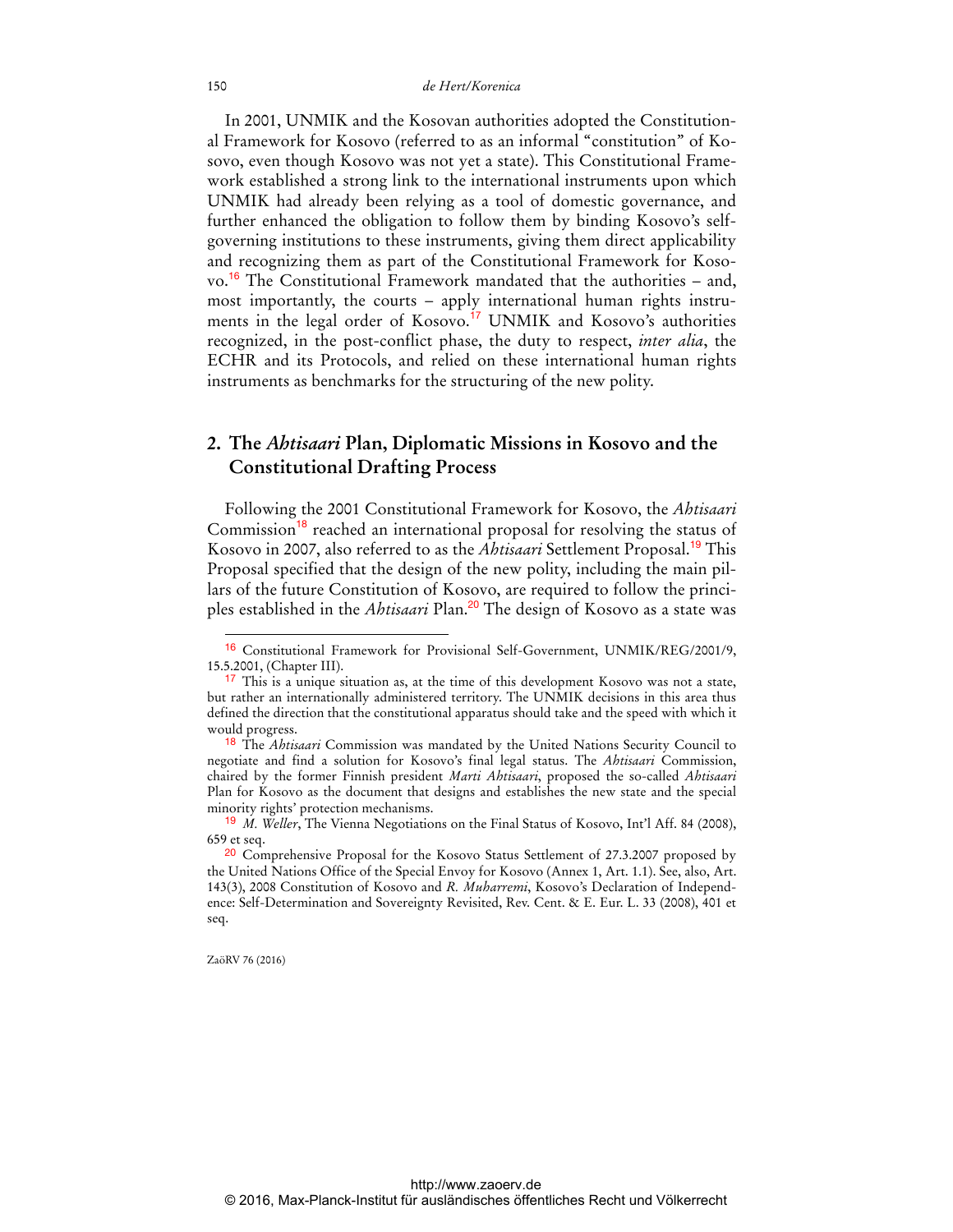In 2001, UNMIK and the Kosovan authorities adopted the Constitutional Framework for Kosovo (referred to as an informal "constitution" of Kosovo, even though Kosovo was not yet a state). This Constitutional Framework established a strong link to the international instruments upon which UNMIK had already been relying as a tool of domestic governance, and further enhanced the obligation to follow them by binding Kosovo's self-governing institutions to these instruments, giving them direct applicability and recognizing them as part of the Constitutional Framework for Kosovo.[16] The Constitutional Framework mandated that the authorities – and, most importantly, the courts – apply international human rights instruments in the legal order of Kosovo.[17] UNMIK and Kosovo's authorities recognized, in the post-conflict phase, the duty to respect, *inter alia*, the ECHR and its Protocols, and relied on these international human rights instruments as benchmarks for the structuring of the new polity.

## 2. The *Ahtisaari* Plan, Diplomatic Missions in Kosovo and the Constitutional Drafting Process

Following the 2001 Constitutional Framework for Kosovo, the *Ahtisaari* Commission[18] reached an international proposal for resolving the status of Kosovo in 2007, also referred to as the *Ahtisaari* Settlement Proposal.[19] This Proposal specified that the design of the new polity, including the main pillars of the future Constitution of Kosovo, are required to follow the principles established in the *Ahtisaari* Plan.[20] The design of Kosovo as a state was

---

[16] Constitutional Framework for Provisional Self-Government, UNMIK/REG/2001/9, 15.5.2001, (Chapter III).

[17] This is a unique situation as, at the time of this development Kosovo was not a state, but rather an internationally administered territory. The UNMIK decisions in this area thus defined the direction that the constitutional apparatus should take and the speed with which it would progress.

[18] The *Ahtisaari* Commission was mandated by the United Nations Security Council to negotiate and find a solution for Kosovo's final legal status. The *Ahtisaari* Commission, chaired by the former Finnish president *Marti Ahtisaari*, proposed the so-called *Ahtisaari* Plan for Kosovo as the document that designs and establishes the new state and the special minority rights' protection mechanisms.

[19] *M. Weller*, The Vienna Negotiations on the Final Status of Kosovo, Int'l Aff. 84 (2008), 659 et seq.

[20] Comprehensive Proposal for the Kosovo Status Settlement of 27.3.2007 proposed by the United Nations Office of the Special Envoy for Kosovo (Annex 1, Art. 1.1). See, also, Art. 143(3), 2008 Constitution of Kosovo and *R. Muharremi*, Kosovo's Declaration of Independence: Self-Determination and Sovereignty Revisited, Rev. Cent. & E. Eur. L. 33 (2008), 401 et seq.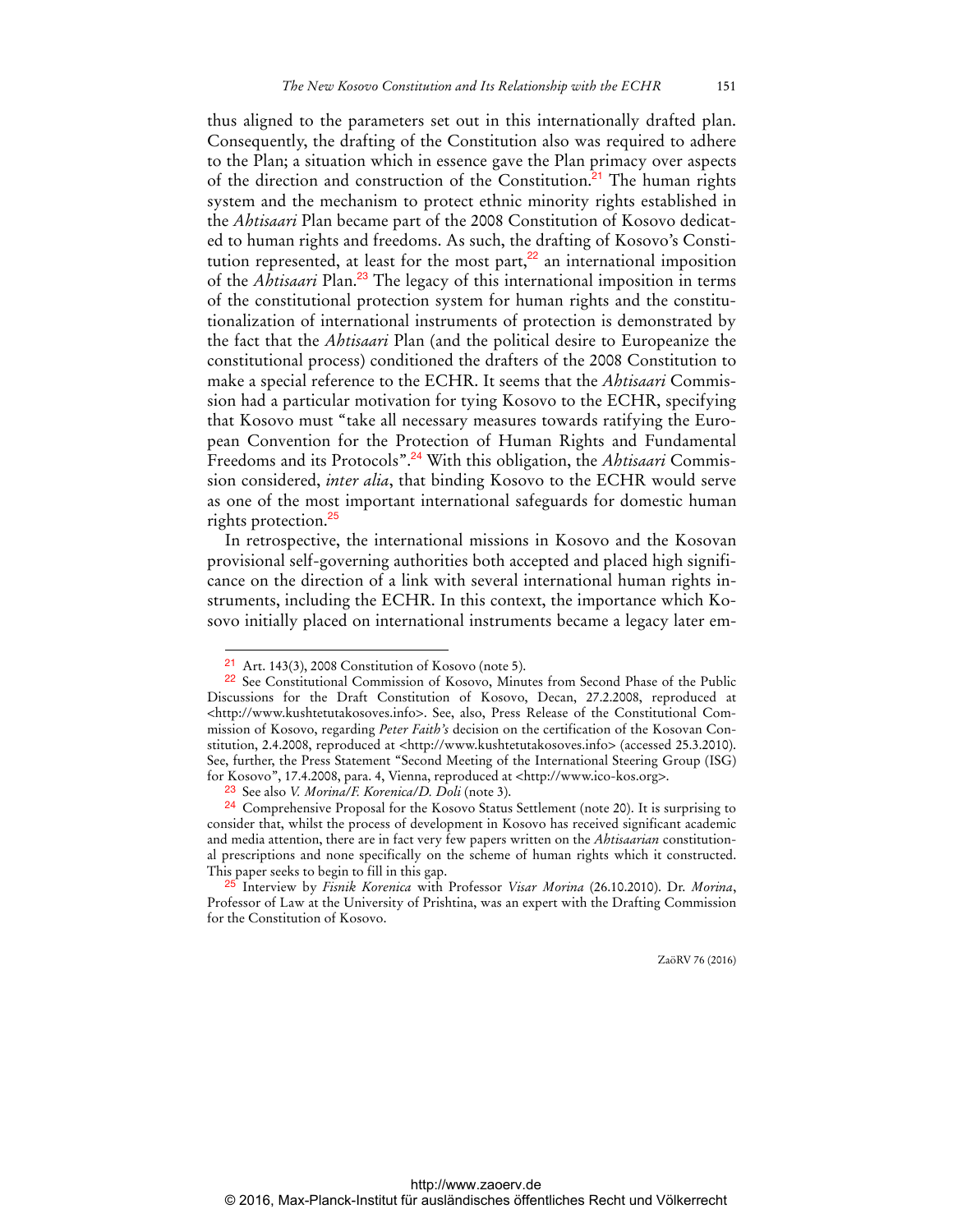thus aligned to the parameters set out in this internationally drafted plan. Consequently, the drafting of the Constitution also was required to adhere to the Plan; a situation which in essence gave the Plan primacy over aspects of the direction and construction of the Constitution.[21] The human rights system and the mechanism to protect ethnic minority rights established in the *Ahtisaari* Plan became part of the 2008 Constitution of Kosovo dedicated to human rights and freedoms. As such, the drafting of Kosovo's Constitution represented, at least for the most part,[22] an international imposition of the *Ahtisaari* Plan.[23] The legacy of this international imposition in terms of the constitutional protection system for human rights and the constitutionalization of international instruments of protection is demonstrated by the fact that the *Ahtisaari* Plan (and the political desire to Europeanize the constitutional process) conditioned the drafters of the 2008 Constitution to make a special reference to the ECHR. It seems that the *Ahtisaari* Commission had a particular motivation for tying Kosovo to the ECHR, specifying that Kosovo must "take all necessary measures towards ratifying the European Convention for the Protection of Human Rights and Fundamental Freedoms and its Protocols".[24] With this obligation, the *Ahtisaari* Commission considered, *inter alia*, that binding Kosovo to the ECHR would serve as one of the most important international safeguards for domestic human rights protection.[25]

In retrospective, the international missions in Kosovo and the Kosovan provisional self-governing authorities both accepted and placed high significance on the direction of a link with several international human rights instruments, including the ECHR. In this context, the importance which Kosovo initially placed on international instruments became a legacy later em-

---

[21] Art. 143(3), 2008 Constitution of Kosovo (note 5).

[22] See Constitutional Commission of Kosovo, Minutes from Second Phase of the Public Discussions for the Draft Constitution of Kosovo, Decan, 27.2.2008, reproduced at <http://www.kushtetutakosoves.info>. See, also, Press Release of the Constitutional Commission of Kosovo, regarding *Peter Faith's* decision on the certification of the Kosovan Constitution, 2.4.2008, reproduced at <http://www.kushtetutakosoves.info> (accessed 25.3.2010). See, further, the Press Statement "Second Meeting of the International Steering Group (ISG) for Kosovo", 17.4.2008, para. 4, Vienna, reproduced at <http://www.ico-kos.org>.

[23] See also *V. Morina/F. Korenica/D. Doli* (note 3).

[24] Comprehensive Proposal for the Kosovo Status Settlement (note 20). It is surprising to consider that, whilst the process of development in Kosovo has received significant academic and media attention, there are in fact very few papers written on the *Ahtisaarian* constitutional prescriptions and none specifically on the scheme of human rights which it constructed. This paper seeks to begin to fill in this gap.

[25] Interview by *Fisnik Korenica* with Professor *Visar Morina* (26.10.2010). Dr. *Morina*, Professor of Law at the University of Prishtina, was an expert with the Drafting Commission for the Constitution of Kosovo.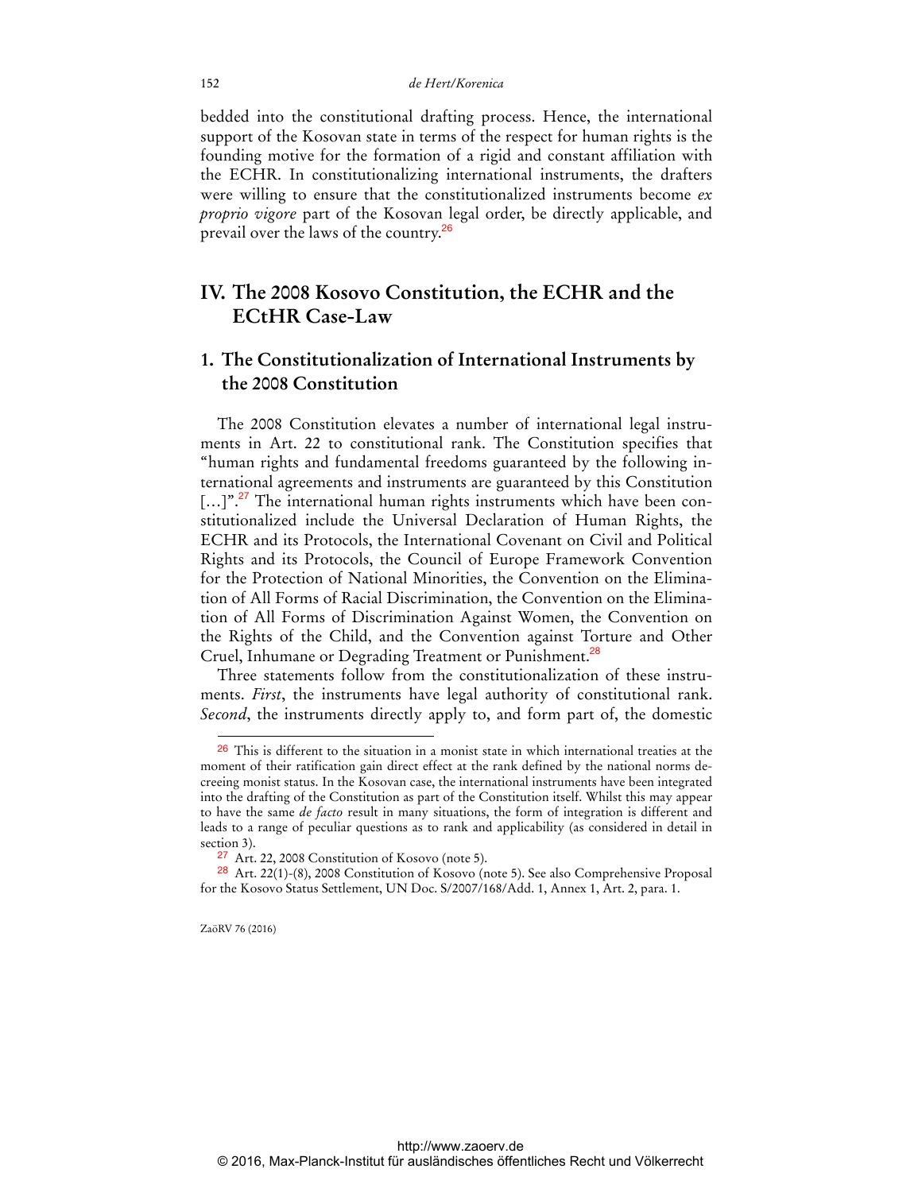bedded into the constitutional drafting process. Hence, the international support of the Kosovan state in terms of the respect for human rights is the founding motive for the formation of a rigid and constant affiliation with the ECHR. In constitutionalizing international instruments, the drafters were willing to ensure that the constitutionalized instruments become *ex proprio vigore* part of the Kosovan legal order, be directly applicable, and prevail over the laws of the country.[26]

## IV. The 2008 Kosovo Constitution, the ECHR and the ECtHR Case-Law

### 1. The Constitutionalization of International Instruments by the 2008 Constitution

The 2008 Constitution elevates a number of international legal instruments in Art. 22 to constitutional rank. The Constitution specifies that "human rights and fundamental freedoms guaranteed by the following international agreements and instruments are guaranteed by this Constitution [...]".[27] The international human rights instruments which have been constitutionalized include the Universal Declaration of Human Rights, the ECHR and its Protocols, the International Covenant on Civil and Political Rights and its Protocols, the Council of Europe Framework Convention for the Protection of National Minorities, the Convention on the Elimination of All Forms of Racial Discrimination, the Convention on the Elimination of All Forms of Discrimination Against Women, the Convention on the Rights of the Child, and the Convention against Torture and Other Cruel, Inhumane or Degrading Treatment or Punishment.[28]

Three statements follow from the constitutionalization of these instruments. *First*, the instruments have legal authority of constitutional rank. *Second*, the instruments directly apply to, and form part of, the domestic

---

[26] This is different to the situation in a monist state in which international treaties at the moment of their ratification gain direct effect at the rank defined by the national norms decreeing monist status. In the Kosovan case, the international instruments have been integrated into the drafting of the Constitution as part of the Constitution itself. Whilst this may appear to have the same *de facto* result in many situations, the form of integration is different and leads to a range of peculiar questions as to rank and applicability (as considered in detail in section 3).

[27] Art. 22, 2008 Constitution of Kosovo (note 5).

[28] Art. 22(1)-(8), 2008 Constitution of Kosovo (note 5). See also Comprehensive Proposal for the Kosovo Status Settlement, UN Doc. S/2007/168/Add. 1, Annex 1, Art. 2, para. 1.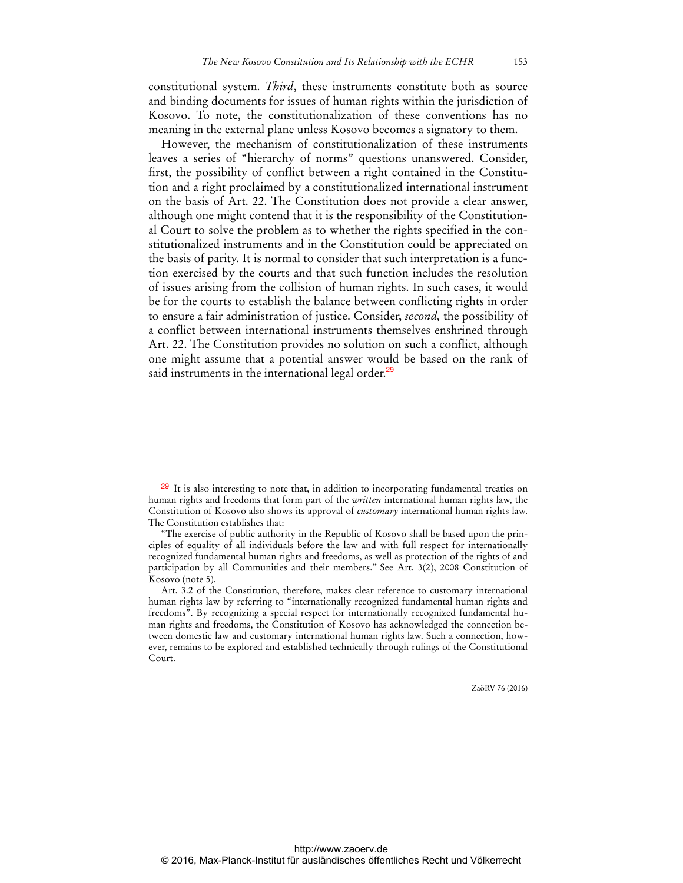constitutional system. *Third*, these instruments constitute both as source and binding documents for issues of human rights within the jurisdiction of Kosovo. To note, the constitutionalization of these conventions has no meaning in the external plane unless Kosovo becomes a signatory to them.

However, the mechanism of constitutionalization of these instruments leaves a series of "hierarchy of norms" questions unanswered. Consider, first, the possibility of conflict between a right contained in the Constitution and a right proclaimed by a constitutionalized international instrument on the basis of Art. 22. The Constitution does not provide a clear answer, although one might contend that it is the responsibility of the Constitutional Court to solve the problem as to whether the rights specified in the constitutionalized instruments and in the Constitution could be appreciated on the basis of parity. It is normal to consider that such interpretation is a function exercised by the courts and that such function includes the resolution of issues arising from the collision of human rights. In such cases, it would be for the courts to establish the balance between conflicting rights in order to ensure a fair administration of justice. Consider, *second,* the possibility of a conflict between international instruments themselves enshrined through Art. 22. The Constitution provides no solution on such a conflict, although one might assume that a potential answer would be based on the rank of said instruments in the international legal order.[29]

---

[29] It is also interesting to note that, in addition to incorporating fundamental treaties on human rights and freedoms that form part of the *written* international human rights law, the Constitution of Kosovo also shows its approval of *customary* international human rights law. The Constitution establishes that:

"The exercise of public authority in the Republic of Kosovo shall be based upon the principles of equality of all individuals before the law and with full respect for internationally recognized fundamental human rights and freedoms, as well as protection of the rights of and participation by all Communities and their members." See Art. 3(2), 2008 Constitution of Kosovo (note 5).

Art. 3.2 of the Constitution, therefore, makes clear reference to customary international human rights law by referring to "internationally recognized fundamental human rights and freedoms". By recognizing a special respect for internationally recognized fundamental human rights and freedoms, the Constitution of Kosovo has acknowledged the connection between domestic law and customary international human rights law. Such a connection, however, remains to be explored and established technically through rulings of the Constitutional Court.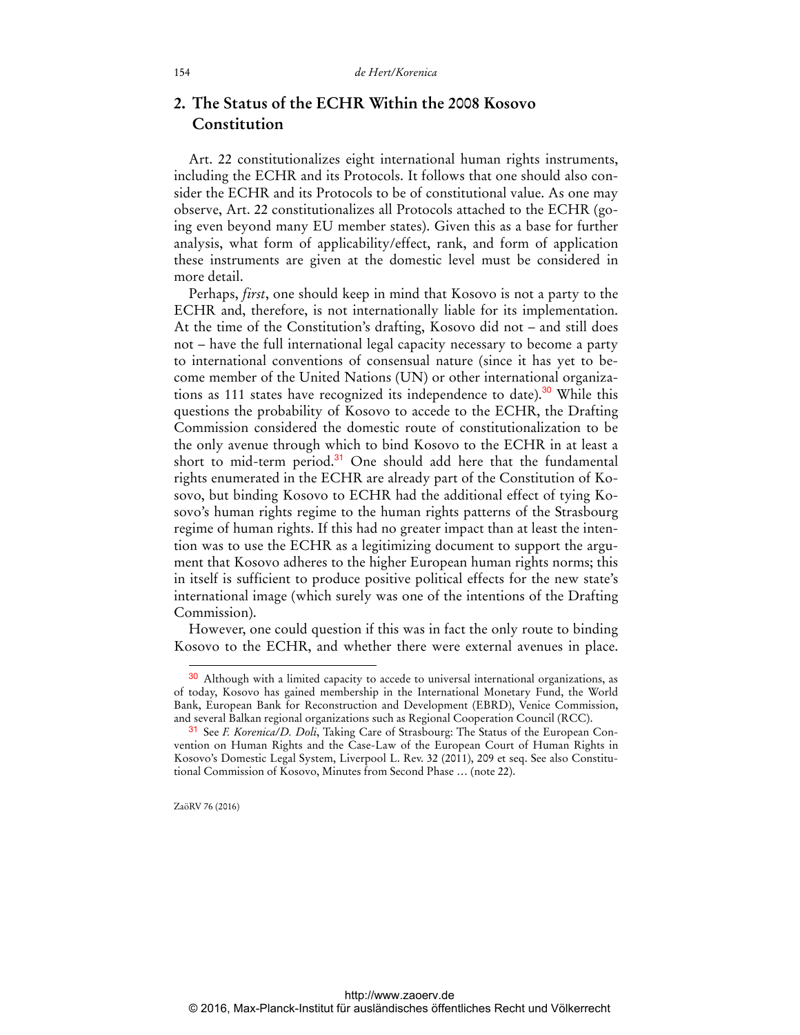## 2. The Status of the ECHR Within the 2008 Kosovo Constitution

Art. 22 constitutionalizes eight international human rights instruments, including the ECHR and its Protocols. It follows that one should also consider the ECHR and its Protocols to be of constitutional value. As one may observe, Art. 22 constitutionalizes all Protocols attached to the ECHR (going even beyond many EU member states). Given this as a base for further analysis, what form of applicability/effect, rank, and form of application these instruments are given at the domestic level must be considered in more detail.

Perhaps, *first*, one should keep in mind that Kosovo is not a party to the ECHR and, therefore, is not internationally liable for its implementation. At the time of the Constitution's drafting, Kosovo did not – and still does not – have the full international legal capacity necessary to become a party to international conventions of consensual nature (since it has yet to become member of the United Nations (UN) or other international organizations as 111 states have recognized its independence to date).[30] While this questions the probability of Kosovo to accede to the ECHR, the Drafting Commission considered the domestic route of constitutionalization to be the only avenue through which to bind Kosovo to the ECHR in at least a short to mid-term period.[31] One should add here that the fundamental rights enumerated in the ECHR are already part of the Constitution of Kosovo, but binding Kosovo to ECHR had the additional effect of tying Kosovo's human rights regime to the human rights patterns of the Strasbourg regime of human rights. If this had no greater impact than at least the intention was to use the ECHR as a legitimizing document to support the argument that Kosovo adheres to the higher European human rights norms; this in itself is sufficient to produce positive political effects for the new state's international image (which surely was one of the intentions of the Drafting Commission).

However, one could question if this was in fact the only route to binding Kosovo to the ECHR, and whether there were external avenues in place.

---

[30] Although with a limited capacity to accede to universal international organizations, as of today, Kosovo has gained membership in the International Monetary Fund, the World Bank, European Bank for Reconstruction and Development (EBRD), Venice Commission, and several Balkan regional organizations such as Regional Cooperation Council (RCC).

[31] See *F. Korenica/D. Doli*, Taking Care of Strasbourg: The Status of the European Convention on Human Rights and the Case-Law of the European Court of Human Rights in Kosovo's Domestic Legal System, Liverpool L. Rev. 32 (2011), 209 et seq. See also Constitutional Commission of Kosovo, Minutes from Second Phase … (note 22).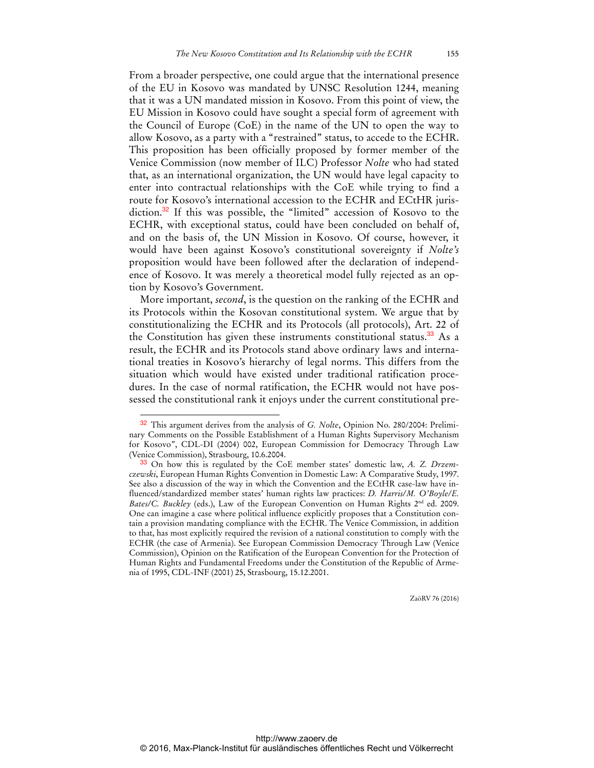From a broader perspective, one could argue that the international presence of the EU in Kosovo was mandated by UNSC Resolution 1244, meaning that it was a UN mandated mission in Kosovo. From this point of view, the EU Mission in Kosovo could have sought a special form of agreement with the Council of Europe (CoE) in the name of the UN to open the way to allow Kosovo, as a party with a "restrained" status, to accede to the ECHR. This proposition has been officially proposed by former member of the Venice Commission (now member of ILC) Professor *Nolte* who had stated that, as an international organization, the UN would have legal capacity to enter into contractual relationships with the CoE while trying to find a route for Kosovo's international accession to the ECHR and ECtHR jurisdiction.[32] If this was possible, the "limited" accession of Kosovo to the ECHR, with exceptional status, could have been concluded on behalf of, and on the basis of, the UN Mission in Kosovo. Of course, however, it would have been against Kosovo's constitutional sovereignty if *Nolte's* proposition would have been followed after the declaration of independence of Kosovo. It was merely a theoretical model fully rejected as an option by Kosovo's Government.

More important, *second*, is the question on the ranking of the ECHR and its Protocols within the Kosovan constitutional system. We argue that by constitutionalizing the ECHR and its Protocols (all protocols), Art. 22 of the Constitution has given these instruments constitutional status.[33] As a result, the ECHR and its Protocols stand above ordinary laws and international treaties in Kosovo's hierarchy of legal norms. This differs from the situation which would have existed under traditional ratification procedures. In the case of normal ratification, the ECHR would not have possessed the constitutional rank it enjoys under the current constitutional pre-

---

[32] This argument derives from the analysis of *G. Nolte*, Opinion No. 280/2004: Preliminary Comments on the Possible Establishment of a Human Rights Supervisory Mechanism for Kosovo", CDL-DI (2004) 002, European Commission for Democracy Through Law (Venice Commission), Strasbourg, 10.6.2004.

[33] On how this is regulated by the CoE member states' domestic law, *A. Z. Drzemczewski*, European Human Rights Convention in Domestic Law: A Comparative Study, 1997. See also a discussion of the way in which the Convention and the ECtHR case-law have influenced/standardized member states' human rights law practices: *D. Harris/M. O'Boyle/E. Bates/C. Buckley* (eds.), Law of the European Convention on Human Rights 2nd ed. 2009. One can imagine a case where political influence explicitly proposes that a Constitution contain a provision mandating compliance with the ECHR. The Venice Commission, in addition to that, has most explicitly required the revision of a national constitution to comply with the ECHR (the case of Armenia). See European Commission Democracy Through Law (Venice Commission), Opinion on the Ratification of the European Convention for the Protection of Human Rights and Fundamental Freedoms under the Constitution of the Republic of Armenia of 1995, CDL-INF (2001) 25, Strasbourg, 15.12.2001.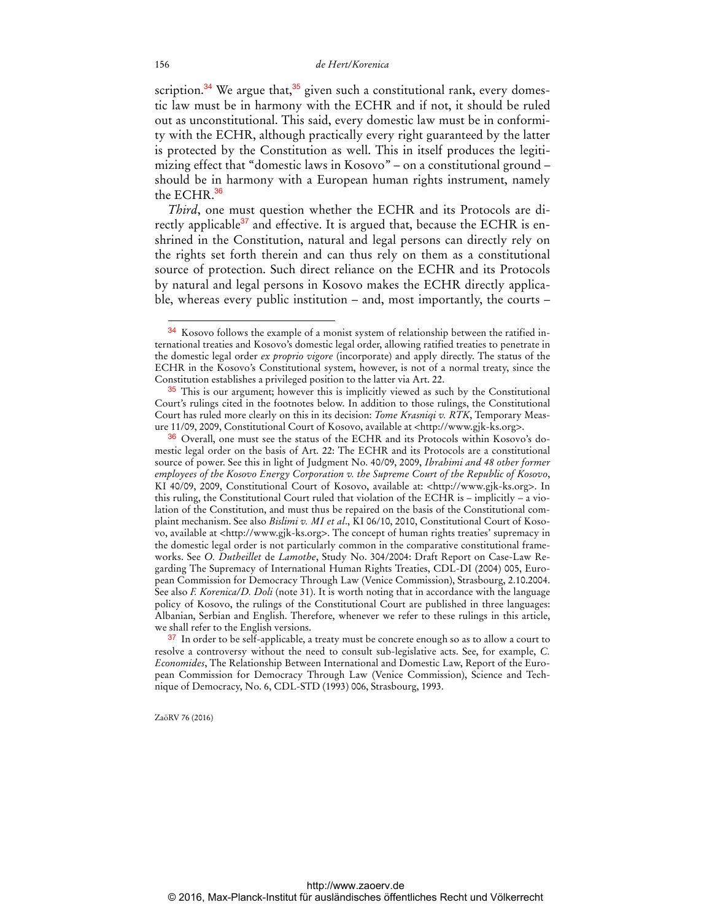scription.[34] We argue that,[35] given such a constitutional rank, every domestic law must be in harmony with the ECHR and if not, it should be ruled out as unconstitutional. This said, every domestic law must be in conformity with the ECHR, although practically every right guaranteed by the latter is protected by the Constitution as well. This in itself produces the legitimizing effect that "domestic laws in Kosovo" – on a constitutional ground – should be in harmony with a European human rights instrument, namely the ECHR.[36]

*Third*, one must question whether the ECHR and its Protocols are directly applicable[37] and effective. It is argued that, because the ECHR is enshrined in the Constitution, natural and legal persons can directly rely on the rights set forth therein and can thus rely on them as a constitutional source of protection. Such direct reliance on the ECHR and its Protocols by natural and legal persons in Kosovo makes the ECHR directly applicable, whereas every public institution – and, most importantly, the courts –

---

[34] Kosovo follows the example of a monist system of relationship between the ratified international treaties and Kosovo's domestic legal order, allowing ratified treaties to penetrate in the domestic legal order *ex proprio vigore* (incorporate) and apply directly. The status of the ECHR in the Kosovo's Constitutional system, however, is not of a normal treaty, since the Constitution establishes a privileged position to the latter via Art. 22.

[35] This is our argument; however this is implicitly viewed as such by the Constitutional Court's rulings cited in the footnotes below. In addition to those rulings, the Constitutional Court has ruled more clearly on this in its decision: *Tome Krasniqi v. RTK*, Temporary Measure 11/09, 2009, Constitutional Court of Kosovo, available at <http://www.gjk-ks.org>.

[36] Overall, one must see the status of the ECHR and its Protocols within Kosovo's domestic legal order on the basis of Art. 22: The ECHR and its Protocols are a constitutional source of power. See this in light of Judgment No. 40/09, 2009, *Ibrahimi and 48 other former employees of the Kosovo Energy Corporation v. the Supreme Court of the Republic of Kosovo*, KI 40/09, 2009, Constitutional Court of Kosovo, available at: <http://www.gjk-ks.org>. In this ruling, the Constitutional Court ruled that violation of the ECHR is – implicitly – a violation of the Constitution, and must thus be repaired on the basis of the Constitutional complaint mechanism. See also *Bislimi v. MI et al*., KI 06/10, 2010, Constitutional Court of Kosovo, available at <http://www.gjk-ks.org>. The concept of human rights treaties' supremacy in the domestic legal order is not particularly common in the comparative constitutional frameworks. See *O. Dutheillet* de *Lamothe*, Study No. 304/2004: Draft Report on Case-Law Regarding The Supremacy of International Human Rights Treaties, CDL-DI (2004) 005, European Commission for Democracy Through Law (Venice Commission), Strasbourg, 2.10.2004. See also *F. Korenica/D. Doli* (note 31). It is worth noting that in accordance with the language policy of Kosovo, the rulings of the Constitutional Court are published in three languages: Albanian, Serbian and English. Therefore, whenever we refer to these rulings in this article, we shall refer to the English versions.

[37] In order to be self-applicable, a treaty must be concrete enough so as to allow a court to resolve a controversy without the need to consult sub-legislative acts. See, for example, *C. Economides*, The Relationship Between International and Domestic Law, Report of the European Commission for Democracy Through Law (Venice Commission), Science and Technique of Democracy, No. 6, CDL-STD (1993) 006, Strasbourg, 1993.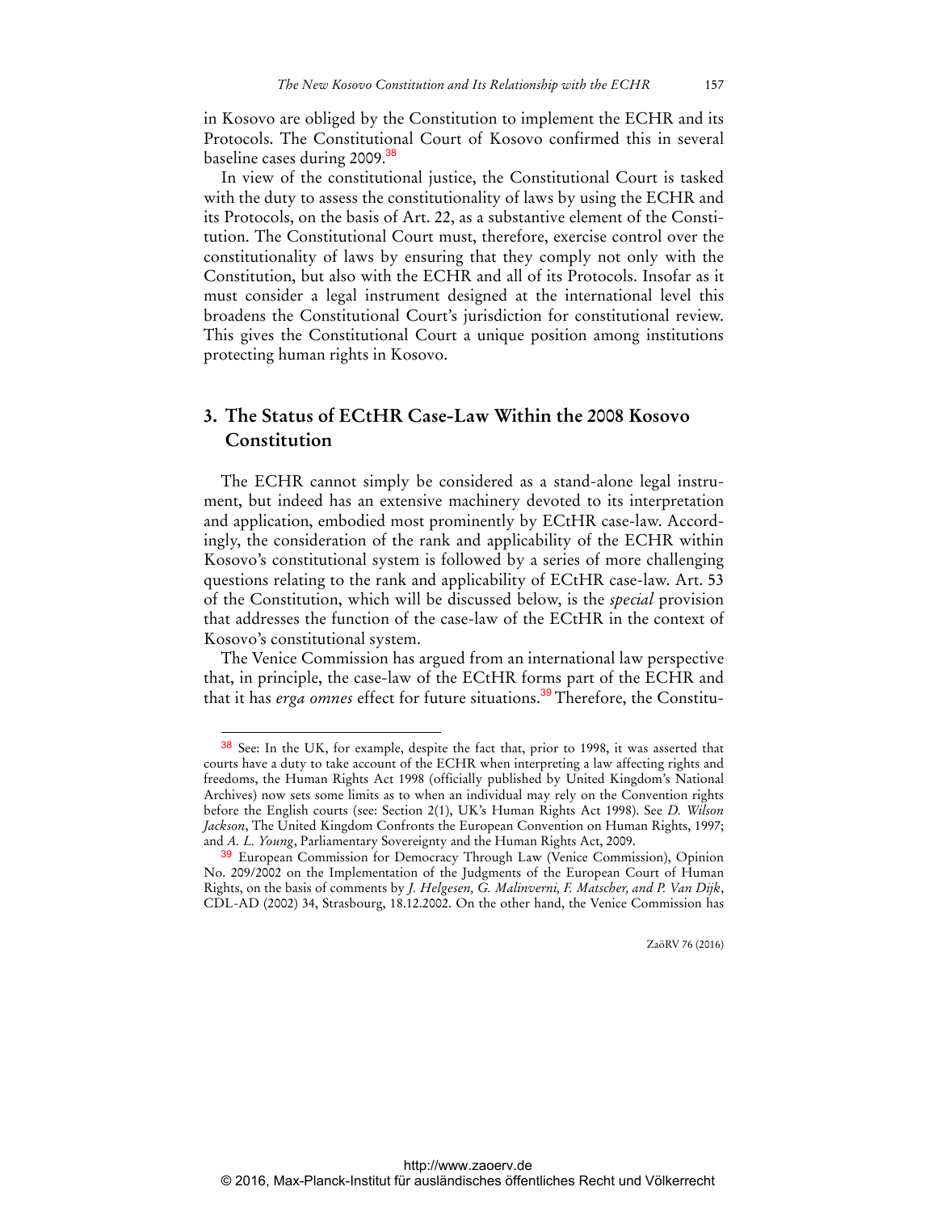in Kosovo are obliged by the Constitution to implement the ECHR and its Protocols. The Constitutional Court of Kosovo confirmed this in several baseline cases during 2009.[38]

In view of the constitutional justice, the Constitutional Court is tasked with the duty to assess the constitutionality of laws by using the ECHR and its Protocols, on the basis of Art. 22, as a substantive element of the Constitution. The Constitutional Court must, therefore, exercise control over the constitutionality of laws by ensuring that they comply not only with the Constitution, but also with the ECHR and all of its Protocols. Insofar as it must consider a legal instrument designed at the international level this broadens the Constitutional Court's jurisdiction for constitutional review. This gives the Constitutional Court a unique position among institutions protecting human rights in Kosovo.

## 3. The Status of ECtHR Case-Law Within the 2008 Kosovo Constitution

The ECHR cannot simply be considered as a stand-alone legal instrument, but indeed has an extensive machinery devoted to its interpretation and application, embodied most prominently by ECtHR case-law. Accordingly, the consideration of the rank and applicability of the ECHR within Kosovo's constitutional system is followed by a series of more challenging questions relating to the rank and applicability of ECtHR case-law. Art. 53 of the Constitution, which will be discussed below, is the *special* provision that addresses the function of the case-law of the ECtHR in the context of Kosovo's constitutional system.

The Venice Commission has argued from an international law perspective that, in principle, the case-law of the ECtHR forms part of the ECHR and that it has *erga omnes* effect for future situations.[39] Therefore, the Constitu-

---

[38] See: In the UK, for example, despite the fact that, prior to 1998, it was asserted that courts have a duty to take account of the ECHR when interpreting a law affecting rights and freedoms, the Human Rights Act 1998 (officially published by United Kingdom's National Archives) now sets some limits as to when an individual may rely on the Convention rights before the English courts (see: Section 2(1), UK's Human Rights Act 1998). See *D. Wilson Jackson*, The United Kingdom Confronts the European Convention on Human Rights, 1997; and *A. L. Young*, Parliamentary Sovereignty and the Human Rights Act, 2009.

[39] European Commission for Democracy Through Law (Venice Commission), Opinion No. 209/2002 on the Implementation of the Judgments of the European Court of Human Rights, on the basis of comments by *J. Helgesen, G. Malinverni, F. Matscher, and P. Van Dijk*, CDL-AD (2002) 34, Strasbourg, 18.12.2002. On the other hand, the Venice Commission has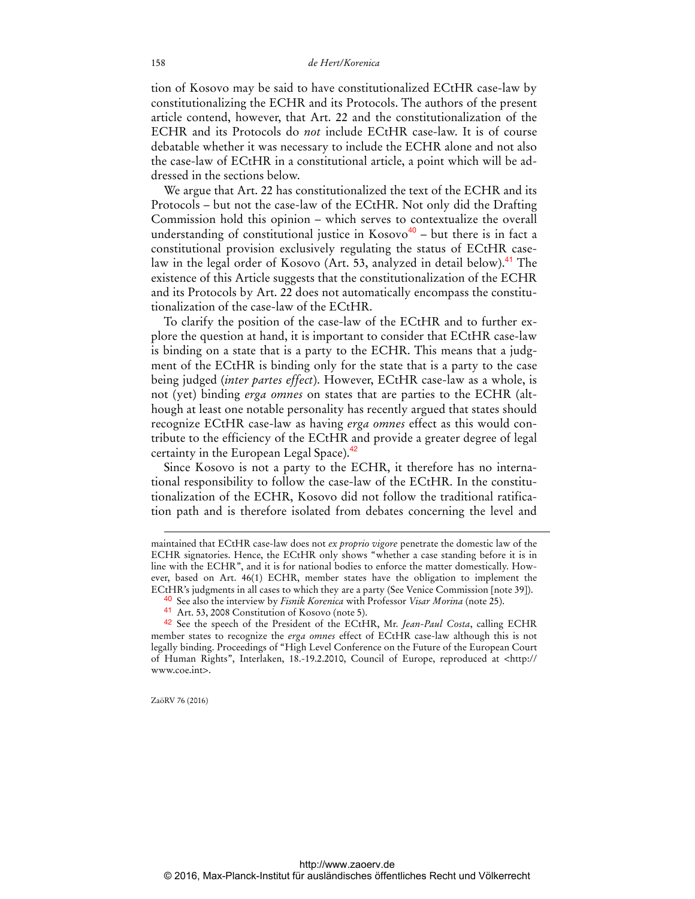tion of Kosovo may be said to have constitutionalized ECtHR case-law by constitutionalizing the ECHR and its Protocols. The authors of the present article contend, however, that Art. 22 and the constitutionalization of the ECHR and its Protocols do *not* include ECtHR case-law. It is of course debatable whether it was necessary to include the ECHR alone and not also the case-law of ECtHR in a constitutional article, a point which will be addressed in the sections below.

We argue that Art. 22 has constitutionalized the text of the ECHR and its Protocols – but not the case-law of the ECtHR. Not only did the Drafting Commission hold this opinion – which serves to contextualize the overall understanding of constitutional justice in Kosovo[40] – but there is in fact a constitutional provision exclusively regulating the status of ECtHR case-law in the legal order of Kosovo (Art. 53, analyzed in detail below).[41] The existence of this Article suggests that the constitutionalization of the ECHR and its Protocols by Art. 22 does not automatically encompass the constitutionalization of the case-law of the ECtHR.

To clarify the position of the case-law of the ECtHR and to further explore the question at hand, it is important to consider that ECtHR case-law is binding on a state that is a party to the ECHR. This means that a judgment of the ECtHR is binding only for the state that is a party to the case being judged (*inter partes effect*). However, ECtHR case-law as a whole, is not (yet) binding *erga omnes* on states that are parties to the ECHR (although at least one notable personality has recently argued that states should recognize ECtHR case-law as having *erga omnes* effect as this would contribute to the efficiency of the ECtHR and provide a greater degree of legal certainty in the European Legal Space).[42]

Since Kosovo is not a party to the ECHR, it therefore has no international responsibility to follow the case-law of the ECtHR. In the constitutionalization of the ECHR, Kosovo did not follow the traditional ratification path and is therefore isolated from debates concerning the level and

---

maintained that ECtHR case-law does not *ex proprio vigore* penetrate the domestic law of the ECHR signatories. Hence, the ECtHR only shows "whether a case standing before it is in line with the ECHR", and it is for national bodies to enforce the matter domestically. However, based on Art. 46(1) ECHR, member states have the obligation to implement the ECtHR's judgments in all cases to which they are a party (See Venice Commission [note 39]).

[40] See also the interview by *Fisnik Korenica* with Professor *Visar Morina* (note 25).

[41] Art. 53, 2008 Constitution of Kosovo (note 5).

[42] See the speech of the President of the ECtHR, Mr. *Jean-Paul Costa*, calling ECHR member states to recognize the *erga omnes* effect of ECtHR case-law although this is not legally binding. Proceedings of "High Level Conference on the Future of the European Court of Human Rights", Interlaken, 18.-19.2.2010, Council of Europe, reproduced at <http://www.coe.int>.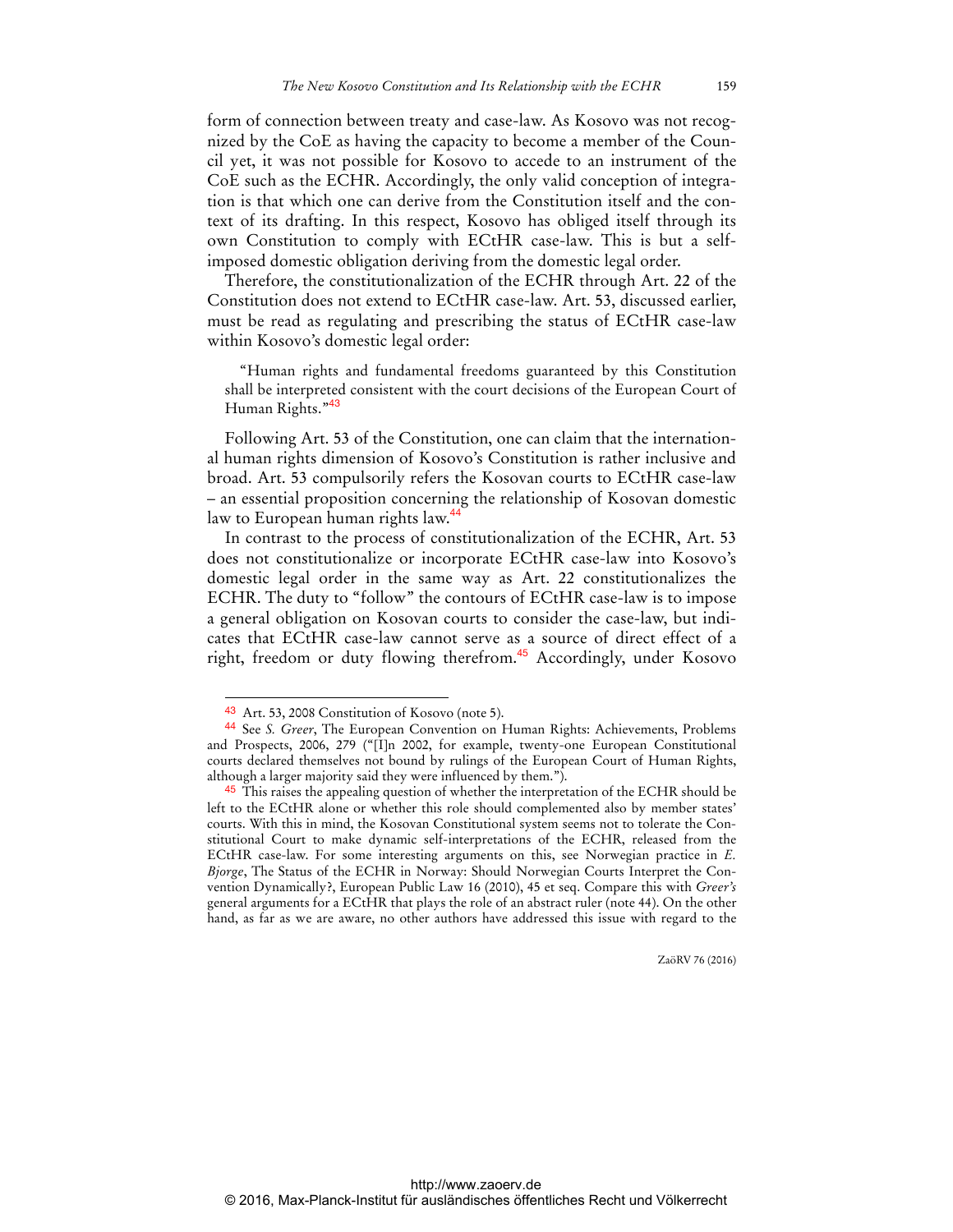form of connection between treaty and case-law. As Kosovo was not recognized by the CoE as having the capacity to become a member of the Council yet, it was not possible for Kosovo to accede to an instrument of the CoE such as the ECHR. Accordingly, the only valid conception of integration is that which one can derive from the Constitution itself and the context of its drafting. In this respect, Kosovo has obliged itself through its own Constitution to comply with ECtHR case-law. This is but a self-imposed domestic obligation deriving from the domestic legal order.

Therefore, the constitutionalization of the ECHR through Art. 22 of the Constitution does not extend to ECtHR case-law. Art. 53, discussed earlier, must be read as regulating and prescribing the status of ECtHR case-law within Kosovo's domestic legal order:

> "Human rights and fundamental freedoms guaranteed by this Constitution shall be interpreted consistent with the court decisions of the European Court of Human Rights."[43]

Following Art. 53 of the Constitution, one can claim that the international human rights dimension of Kosovo's Constitution is rather inclusive and broad. Art. 53 compulsorily refers the Kosovan courts to ECtHR case-law – an essential proposition concerning the relationship of Kosovan domestic law to European human rights law.[44]

In contrast to the process of constitutionalization of the ECHR, Art. 53 does not constitutionalize or incorporate ECtHR case-law into Kosovo's domestic legal order in the same way as Art. 22 constitutionalizes the ECHR. The duty to "follow" the contours of ECtHR case-law is to impose a general obligation on Kosovan courts to consider the case-law, but indicates that ECtHR case-law cannot serve as a source of direct effect of a right, freedom or duty flowing therefrom.[45] Accordingly, under Kosovo

---

[43] Art. 53, 2008 Constitution of Kosovo (note 5).

[44] See *S. Greer*, The European Convention on Human Rights: Achievements, Problems and Prospects, 2006, 279 ("[I]n 2002, for example, twenty-one European Constitutional courts declared themselves not bound by rulings of the European Court of Human Rights, although a larger majority said they were influenced by them.").

[45] This raises the appealing question of whether the interpretation of the ECHR should be left to the ECtHR alone or whether this role should complemented also by member states' courts. With this in mind, the Kosovan Constitutional system seems not to tolerate the Constitutional Court to make dynamic self-interpretations of the ECHR, released from the ECtHR case-law. For some interesting arguments on this, see Norwegian practice in *E. Bjorge*, The Status of the ECHR in Norway: Should Norwegian Courts Interpret the Convention Dynamically?, European Public Law 16 (2010), 45 et seq. Compare this with *Greer's* general arguments for a ECtHR that plays the role of an abstract ruler (note 44). On the other hand, as far as we are aware, no other authors have addressed this issue with regard to the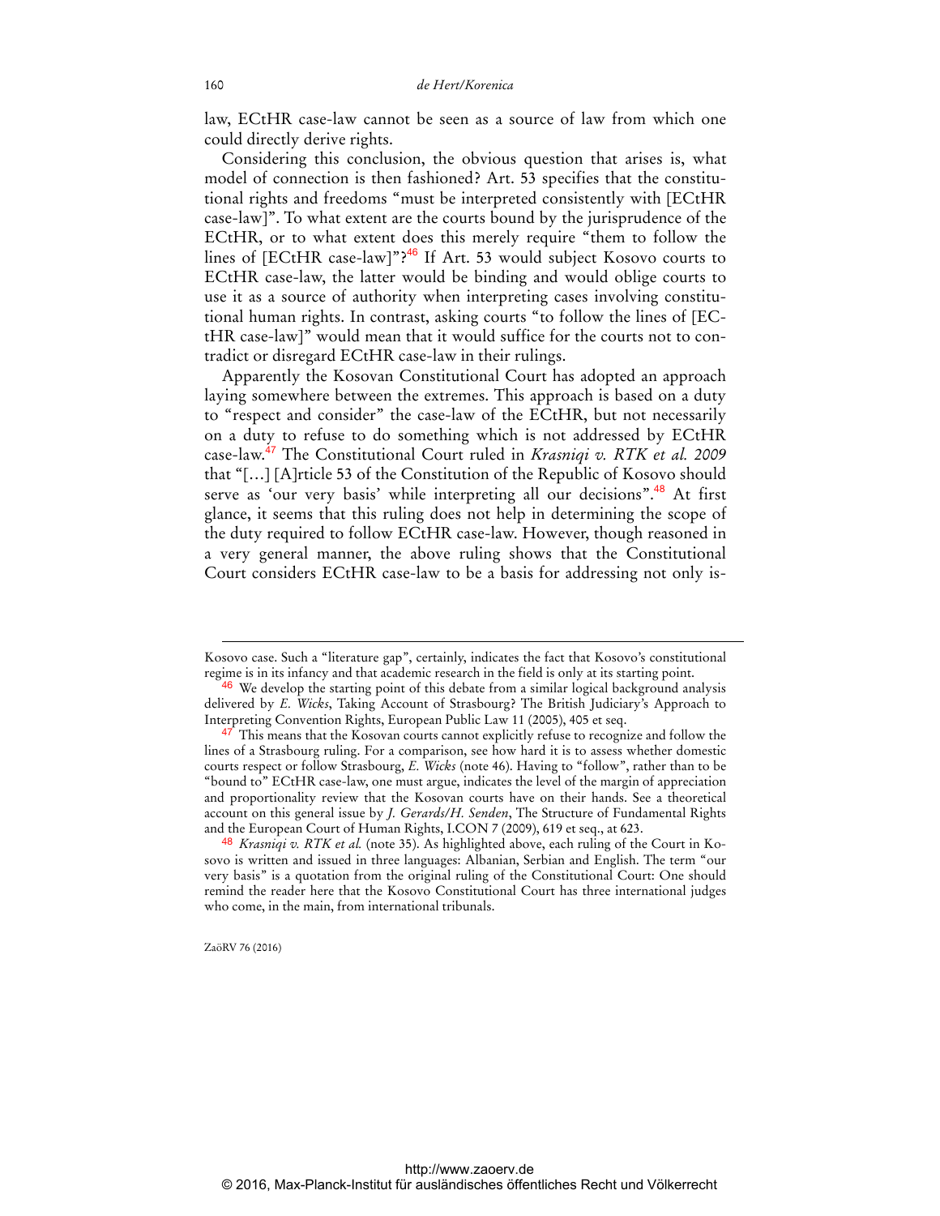law, ECtHR case-law cannot be seen as a source of law from which one could directly derive rights.

Considering this conclusion, the obvious question that arises is, what model of connection is then fashioned? Art. 53 specifies that the constitutional rights and freedoms "must be interpreted consistently with [ECtHR case-law]". To what extent are the courts bound by the jurisprudence of the ECtHR, or to what extent does this merely require "them to follow the lines of [ECtHR case-law]"?[46] If Art. 53 would subject Kosovo courts to ECtHR case-law, the latter would be binding and would oblige courts to use it as a source of authority when interpreting cases involving constitutional human rights. In contrast, asking courts "to follow the lines of [ECtHR case-law]" would mean that it would suffice for the courts not to contradict or disregard ECtHR case-law in their rulings.

Apparently the Kosovan Constitutional Court has adopted an approach laying somewhere between the extremes. This approach is based on a duty to "respect and consider" the case-law of the ECtHR, but not necessarily on a duty to refuse to do something which is not addressed by ECtHR case-law.[47] The Constitutional Court ruled in *Krasniqi v. RTK et al. 2009* that "[…] [A]rticle 53 of the Constitution of the Republic of Kosovo should serve as 'our very basis' while interpreting all our decisions".[48] At first glance, it seems that this ruling does not help in determining the scope of the duty required to follow ECtHR case-law. However, though reasoned in a very general manner, the above ruling shows that the Constitutional Court considers ECtHR case-law to be a basis for addressing not only is-

---

Kosovo case. Such a "literature gap", certainly, indicates the fact that Kosovo's constitutional regime is in its infancy and that academic research in the field is only at its starting point.

[46] We develop the starting point of this debate from a similar logical background analysis delivered by *E. Wicks*, Taking Account of Strasbourg? The British Judiciary's Approach to Interpreting Convention Rights, European Public Law 11 (2005), 405 et seq.

[47] This means that the Kosovan courts cannot explicitly refuse to recognize and follow the lines of a Strasbourg ruling. For a comparison, see how hard it is to assess whether domestic courts respect or follow Strasbourg, *E. Wicks* (note 46). Having to "follow", rather than to be "bound to" ECtHR case-law, one must argue, indicates the level of the margin of appreciation and proportionality review that the Kosovan courts have on their hands. See a theoretical account on this general issue by *J. Gerards/H. Senden*, The Structure of Fundamental Rights and the European Court of Human Rights, I.CON 7 (2009), 619 et seq., at 623.

[48] *Krasniqi v. RTK et al.* (note 35). As highlighted above, each ruling of the Court in Kosovo is written and issued in three languages: Albanian, Serbian and English. The term "our very basis" is a quotation from the original ruling of the Constitutional Court: One should remind the reader here that the Kosovo Constitutional Court has three international judges who come, in the main, from international tribunals.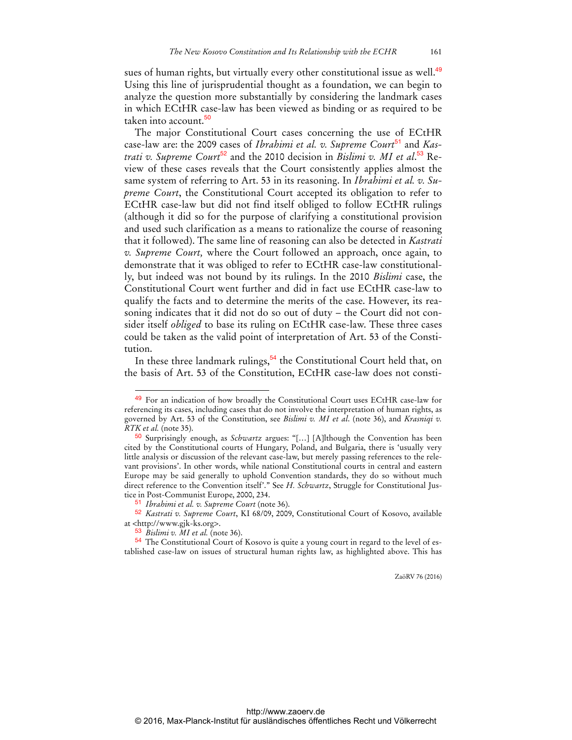sues of human rights, but virtually every other constitutional issue as well.[49] Using this line of jurisprudential thought as a foundation, we can begin to analyze the question more substantially by considering the landmark cases in which ECtHR case-law has been viewed as binding or as required to be taken into account.[50]

The major Constitutional Court cases concerning the use of ECtHR case-law are: the 2009 cases of *Ibrahimi et al. v. Supreme Court*[51] and *Kastrati v. Supreme Court*[52] and the 2010 decision in *Bislimi v. MI et al.*[53] Review of these cases reveals that the Court consistently applies almost the same system of referring to Art. 53 in its reasoning. In *Ibrahimi et al. v. Supreme Court*, the Constitutional Court accepted its obligation to refer to ECtHR case-law but did not find itself obliged to follow ECtHR rulings (although it did so for the purpose of clarifying a constitutional provision and used such clarification as a means to rationalize the course of reasoning that it followed). The same line of reasoning can also be detected in *Kastrati v. Supreme Court,* where the Court followed an approach, once again, to demonstrate that it was obliged to refer to ECtHR case-law constitutionally, but indeed was not bound by its rulings. In the 2010 *Bislimi* case, the Constitutional Court went further and did in fact use ECtHR case-law to qualify the facts and to determine the merits of the case. However, its reasoning indicates that it did not do so out of duty – the Court did not consider itself *obliged* to base its ruling on ECtHR case-law. These three cases could be taken as the valid point of interpretation of Art. 53 of the Constitution.

In these three landmark rulings,[54] the Constitutional Court held that, on the basis of Art. 53 of the Constitution, ECtHR case-law does not consti-

---

[49] For an indication of how broadly the Constitutional Court uses ECtHR case-law for referencing its cases, including cases that do not involve the interpretation of human rights, as governed by Art. 53 of the Constitution, see *Bislimi v. MI et al.* (note 36), and *Krasniqi v. RTK et al.* (note 35).

[50] Surprisingly enough, as *Schwartz* argues: "[…] [A]lthough the Convention has been cited by the Constitutional courts of Hungary, Poland, and Bulgaria, there is 'usually very little analysis or discussion of the relevant case-law, but merely passing references to the relevant provisions'. In other words, while national Constitutional courts in central and eastern Europe may be said generally to uphold Convention standards, they do so without much direct reference to the Convention itself'." See *H. Schwartz*, Struggle for Constitutional Justice in Post-Communist Europe, 2000, 234.

[51] *Ibrahimi et al. v. Supreme Court* (note 36).

[52] *Kastrati v. Supreme Court*, KI 68/09, 2009, Constitutional Court of Kosovo, available at <http://www.gjk-ks.org>.

[53] *Bislimi v. MI et al.* (note 36).

[54] The Constitutional Court of Kosovo is quite a young court in regard to the level of established case-law on issues of structural human rights law, as highlighted above. This has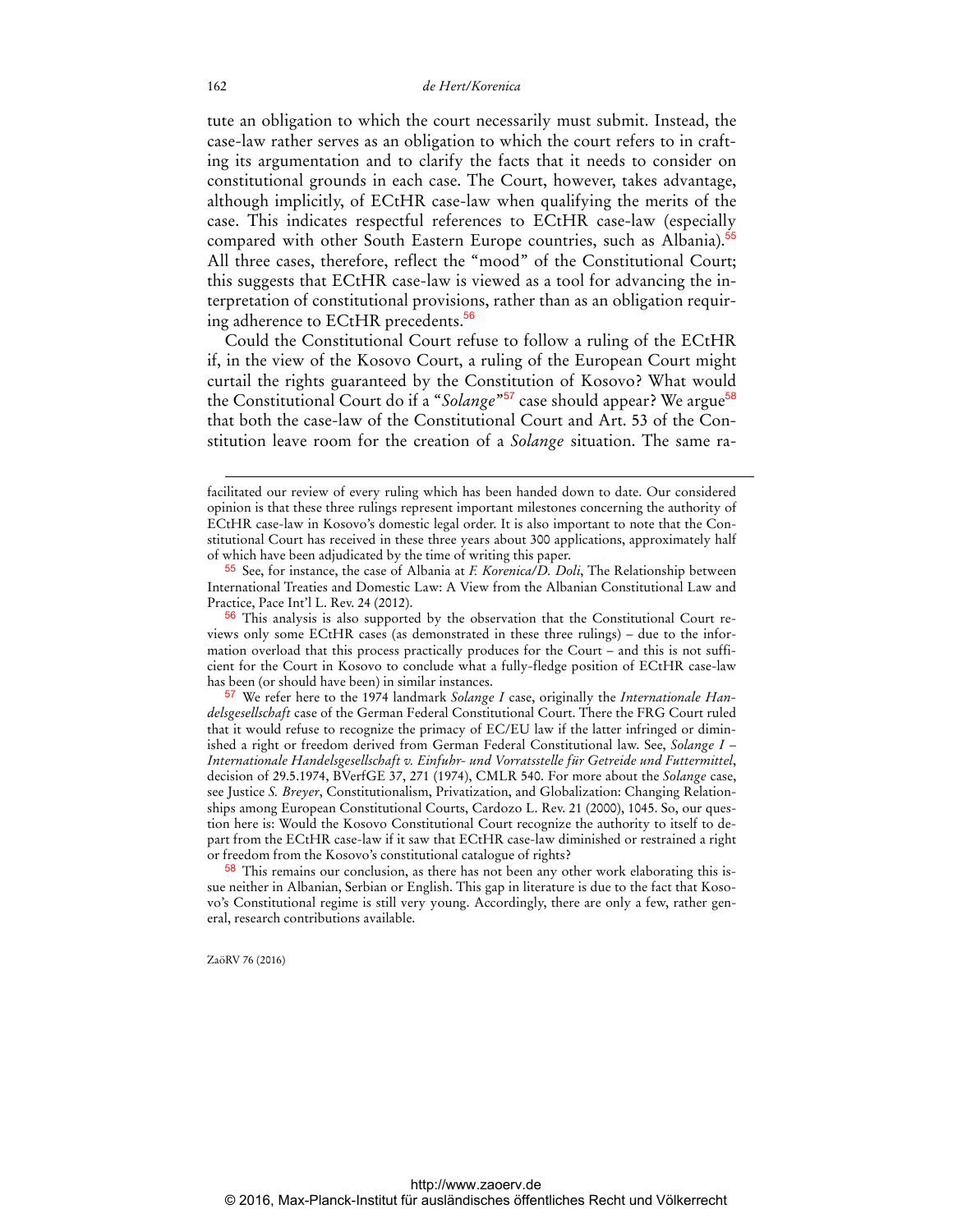tute an obligation to which the court necessarily must submit. Instead, the case-law rather serves as an obligation to which the court refers to in crafting its argumentation and to clarify the facts that it needs to consider on constitutional grounds in each case. The Court, however, takes advantage, although implicitly, of ECtHR case-law when qualifying the merits of the case. This indicates respectful references to ECtHR case-law (especially compared with other South Eastern Europe countries, such as Albania).[55] All three cases, therefore, reflect the "mood" of the Constitutional Court; this suggests that ECtHR case-law is viewed as a tool for advancing the interpretation of constitutional provisions, rather than as an obligation requiring adherence to ECtHR precedents.[56]

Could the Constitutional Court refuse to follow a ruling of the ECtHR if, in the view of the Kosovo Court, a ruling of the European Court might curtail the rights guaranteed by the Constitution of Kosovo? What would the Constitutional Court do if a "*Solange*"[57] case should appear? We argue[58] that both the case-law of the Constitutional Court and Art. 53 of the Constitution leave room for the creation of a *Solange* situation. The same ra-

---

facilitated our review of every ruling which has been handed down to date. Our considered opinion is that these three rulings represent important milestones concerning the authority of ECtHR case-law in Kosovo's domestic legal order. It is also important to note that the Constitutional Court has received in these three years about 300 applications, approximately half of which have been adjudicated by the time of writing this paper.

[55] See, for instance, the case of Albania at *F. Korenica/D. Doli*, The Relationship between International Treaties and Domestic Law: A View from the Albanian Constitutional Law and Practice, Pace Int'l L. Rev. 24 (2012).

[56] This analysis is also supported by the observation that the Constitutional Court reviews only some ECtHR cases (as demonstrated in these three rulings) – due to the information overload that this process practically produces for the Court – and this is not sufficient for the Court in Kosovo to conclude what a fully-fledge position of ECtHR case-law has been (or should have been) in similar instances.

[57] We refer here to the 1974 landmark *Solange I* case, originally the *Internationale Handelsgesellschaft* case of the German Federal Constitutional Court. There the FRG Court ruled that it would refuse to recognize the primacy of EC/EU law if the latter infringed or diminished a right or freedom derived from German Federal Constitutional law. See, *Solange I – Internationale Handelsgesellschaft v. Einfuhr- und Vorratsstelle für Getreide und Futtermittel*, decision of 29.5.1974, BVerfGE 37, 271 (1974), CMLR 540. For more about the *Solange* case, see Justice *S. Breyer*, Constitutionalism, Privatization, and Globalization: Changing Relationships among European Constitutional Courts, Cardozo L. Rev. 21 (2000), 1045. So, our question here is: Would the Kosovo Constitutional Court recognize the authority to itself to depart from the ECtHR case-law if it saw that ECtHR case-law diminished or restrained a right or freedom from the Kosovo's constitutional catalogue of rights?

[58] This remains our conclusion, as there has not been any other work elaborating this issue neither in Albanian, Serbian or English. This gap in literature is due to the fact that Kosovo's Constitutional regime is still very young. Accordingly, there are only a few, rather general, research contributions available.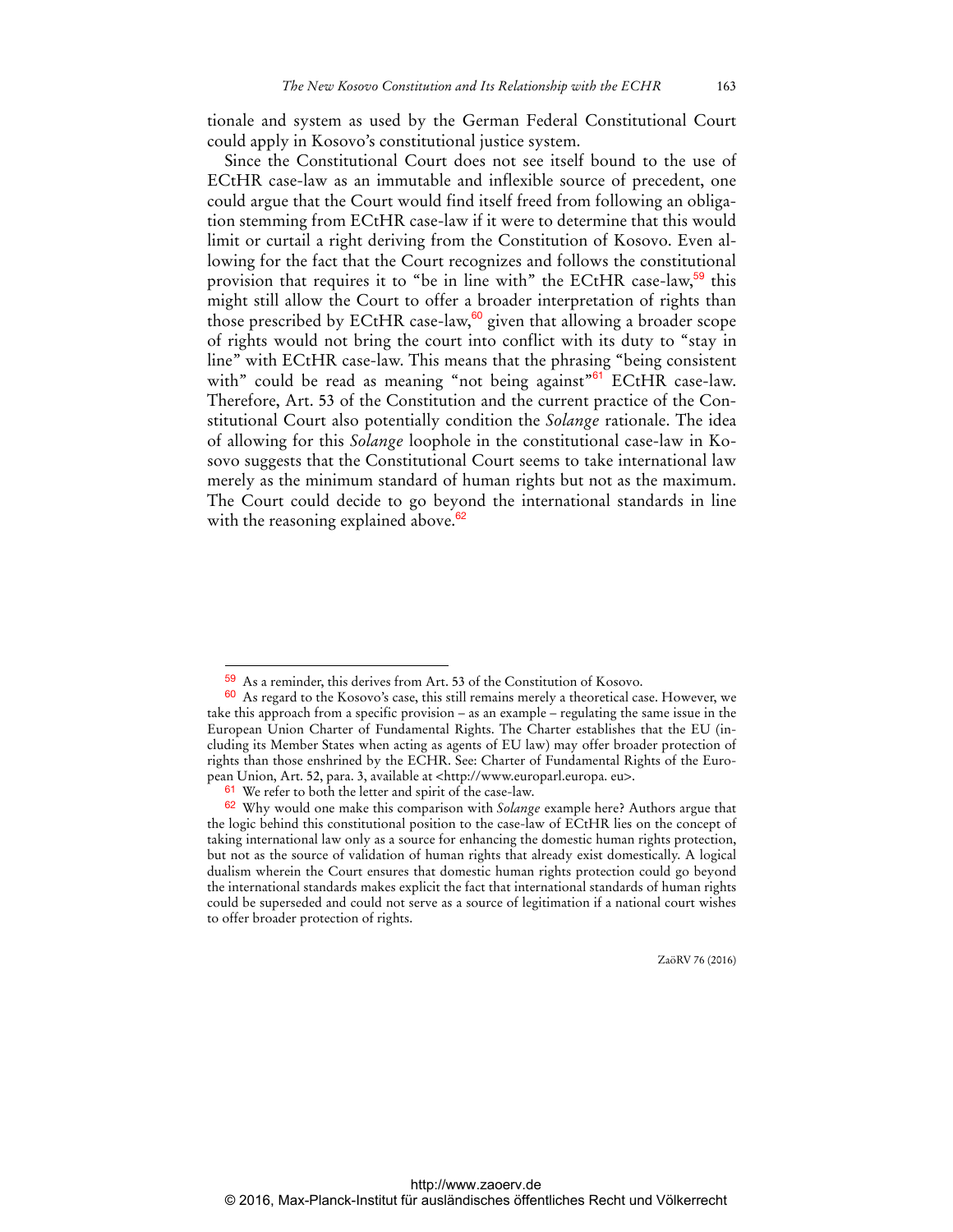tionale and system as used by the German Federal Constitutional Court could apply in Kosovo's constitutional justice system.

Since the Constitutional Court does not see itself bound to the use of ECtHR case-law as an immutable and inflexible source of precedent, one could argue that the Court would find itself freed from following an obligation stemming from ECtHR case-law if it were to determine that this would limit or curtail a right deriving from the Constitution of Kosovo. Even allowing for the fact that the Court recognizes and follows the constitutional provision that requires it to "be in line with" the ECtHR case-law,[59] this might still allow the Court to offer a broader interpretation of rights than those prescribed by ECtHR case-law,[60] given that allowing a broader scope of rights would not bring the court into conflict with its duty to "stay in line" with ECtHR case-law. This means that the phrasing "being consistent with" could be read as meaning "not being against"[61] ECtHR case-law. Therefore, Art. 53 of the Constitution and the current practice of the Constitutional Court also potentially condition the *Solange* rationale. The idea of allowing for this *Solange* loophole in the constitutional case-law in Kosovo suggests that the Constitutional Court seems to take international law merely as the minimum standard of human rights but not as the maximum. The Court could decide to go beyond the international standards in line with the reasoning explained above.[62]

---

[59] As a reminder, this derives from Art. 53 of the Constitution of Kosovo.

[60] As regard to the Kosovo's case, this still remains merely a theoretical case. However, we take this approach from a specific provision – as an example – regulating the same issue in the European Union Charter of Fundamental Rights. The Charter establishes that the EU (including its Member States when acting as agents of EU law) may offer broader protection of rights than those enshrined by the ECHR. See: Charter of Fundamental Rights of the European Union, Art. 52, para. 3, available at <http://www.europarl.europa. eu>.

[61] We refer to both the letter and spirit of the case-law.

[62] Why would one make this comparison with *Solange* example here? Authors argue that the logic behind this constitutional position to the case-law of ECtHR lies on the concept of taking international law only as a source for enhancing the domestic human rights protection, but not as the source of validation of human rights that already exist domestically. A logical dualism wherein the Court ensures that domestic human rights protection could go beyond the international standards makes explicit the fact that international standards of human rights could be superseded and could not serve as a source of legitimation if a national court wishes to offer broader protection of rights.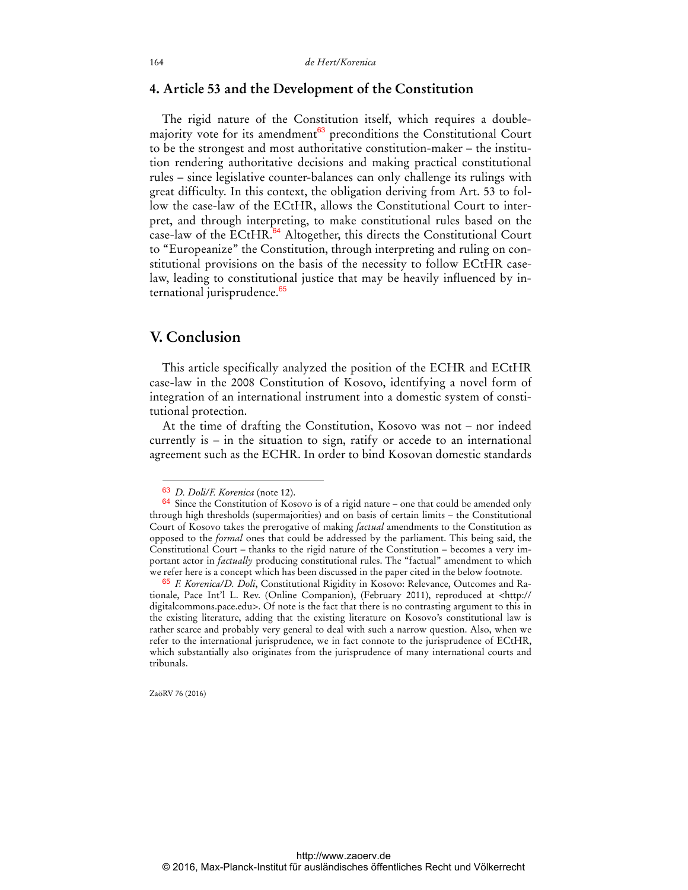### 4. Article 53 and the Development of the Constitution

The rigid nature of the Constitution itself, which requires a double-majority vote for its amendment[63] preconditions the Constitutional Court to be the strongest and most authoritative constitution-maker – the institution rendering authoritative decisions and making practical constitutional rules – since legislative counter-balances can only challenge its rulings with great difficulty. In this context, the obligation deriving from Art. 53 to follow the case-law of the ECtHR, allows the Constitutional Court to interpret, and through interpreting, to make constitutional rules based on the case-law of the ECtHR.[64] Altogether, this directs the Constitutional Court to "Europeanize" the Constitution, through interpreting and ruling on constitutional provisions on the basis of the necessity to follow ECtHR case-law, leading to constitutional justice that may be heavily influenced by international jurisprudence.[65]

## V. Conclusion

This article specifically analyzed the position of the ECHR and ECtHR case-law in the 2008 Constitution of Kosovo, identifying a novel form of integration of an international instrument into a domestic system of constitutional protection.

At the time of drafting the Constitution, Kosovo was not – nor indeed currently is – in the situation to sign, ratify or accede to an international agreement such as the ECHR. In order to bind Kosovan domestic standards

---

[63] *D. Doli/F. Korenica* (note 12).

[64] Since the Constitution of Kosovo is of a rigid nature – one that could be amended only through high thresholds (supermajorities) and on basis of certain limits – the Constitutional Court of Kosovo takes the prerogative of making *factual* amendments to the Constitution as opposed to the *formal* ones that could be addressed by the parliament. This being said, the Constitutional Court – thanks to the rigid nature of the Constitution – becomes a very important actor in *factually* producing constitutional rules. The "factual" amendment to which we refer here is a concept which has been discussed in the paper cited in the below footnote.

[65] *F. Korenica/D. Doli*, Constitutional Rigidity in Kosovo: Relevance, Outcomes and Rationale, Pace Int'l L. Rev. (Online Companion), (February 2011), reproduced at <http://digitalcommons.pace.edu>. Of note is the fact that there is no contrasting argument to this in the existing literature, adding that the existing literature on Kosovo's constitutional law is rather scarce and probably very general to deal with such a narrow question. Also, when we refer to the international jurisprudence, we in fact connote to the jurisprudence of ECtHR, which substantially also originates from the jurisprudence of many international courts and tribunals.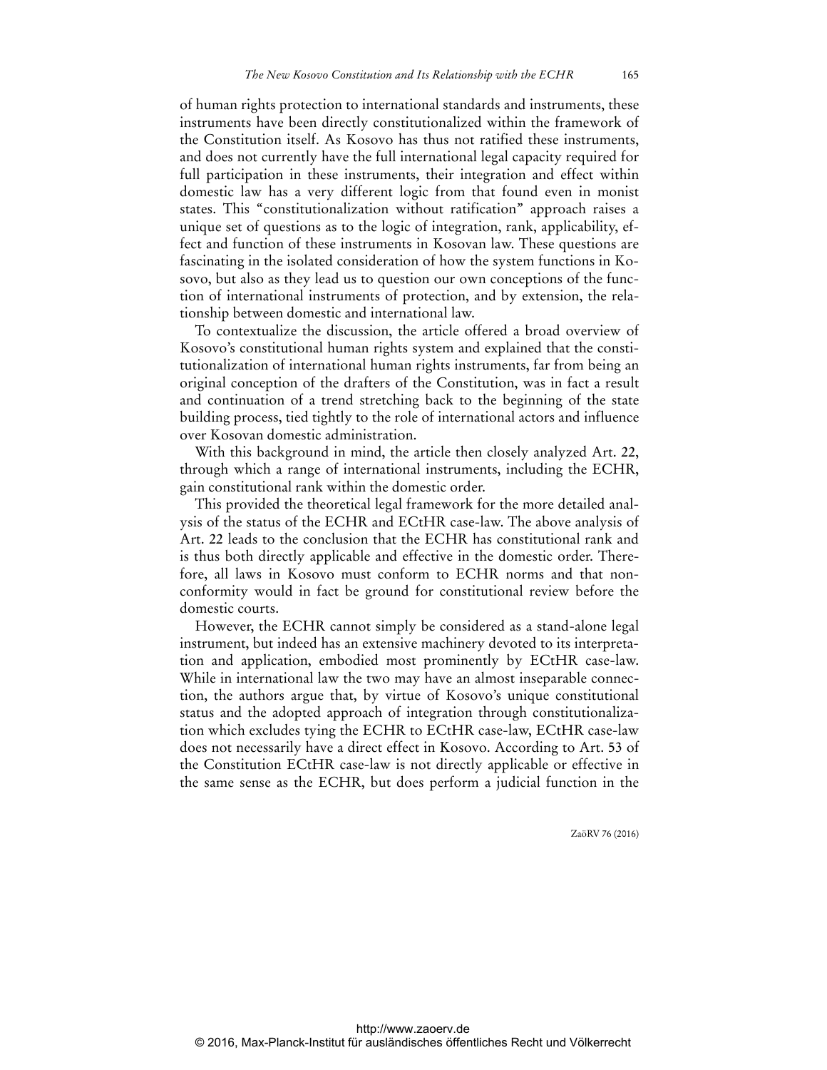of human rights protection to international standards and instruments, these instruments have been directly constitutionalized within the framework of the Constitution itself. As Kosovo has thus not ratified these instruments, and does not currently have the full international legal capacity required for full participation in these instruments, their integration and effect within domestic law has a very different logic from that found even in monist states. This "constitutionalization without ratification" approach raises a unique set of questions as to the logic of integration, rank, applicability, effect and function of these instruments in Kosovan law. These questions are fascinating in the isolated consideration of how the system functions in Kosovo, but also as they lead us to question our own conceptions of the function of international instruments of protection, and by extension, the relationship between domestic and international law.

To contextualize the discussion, the article offered a broad overview of Kosovo's constitutional human rights system and explained that the constitutionalization of international human rights instruments, far from being an original conception of the drafters of the Constitution, was in fact a result and continuation of a trend stretching back to the beginning of the state building process, tied tightly to the role of international actors and influence over Kosovan domestic administration.

With this background in mind, the article then closely analyzed Art. 22, through which a range of international instruments, including the ECHR, gain constitutional rank within the domestic order.

This provided the theoretical legal framework for the more detailed analysis of the status of the ECHR and ECtHR case-law. The above analysis of Art. 22 leads to the conclusion that the ECHR has constitutional rank and is thus both directly applicable and effective in the domestic order. Therefore, all laws in Kosovo must conform to ECHR norms and that non-conformity would in fact be ground for constitutional review before the domestic courts.

However, the ECHR cannot simply be considered as a stand-alone legal instrument, but indeed has an extensive machinery devoted to its interpretation and application, embodied most prominently by ECtHR case-law. While in international law the two may have an almost inseparable connection, the authors argue that, by virtue of Kosovo's unique constitutional status and the adopted approach of integration through constitutionalization which excludes tying the ECHR to ECtHR case-law, ECtHR case-law does not necessarily have a direct effect in Kosovo. According to Art. 53 of the Constitution ECtHR case-law is not directly applicable or effective in the same sense as the ECHR, but does perform a judicial function in the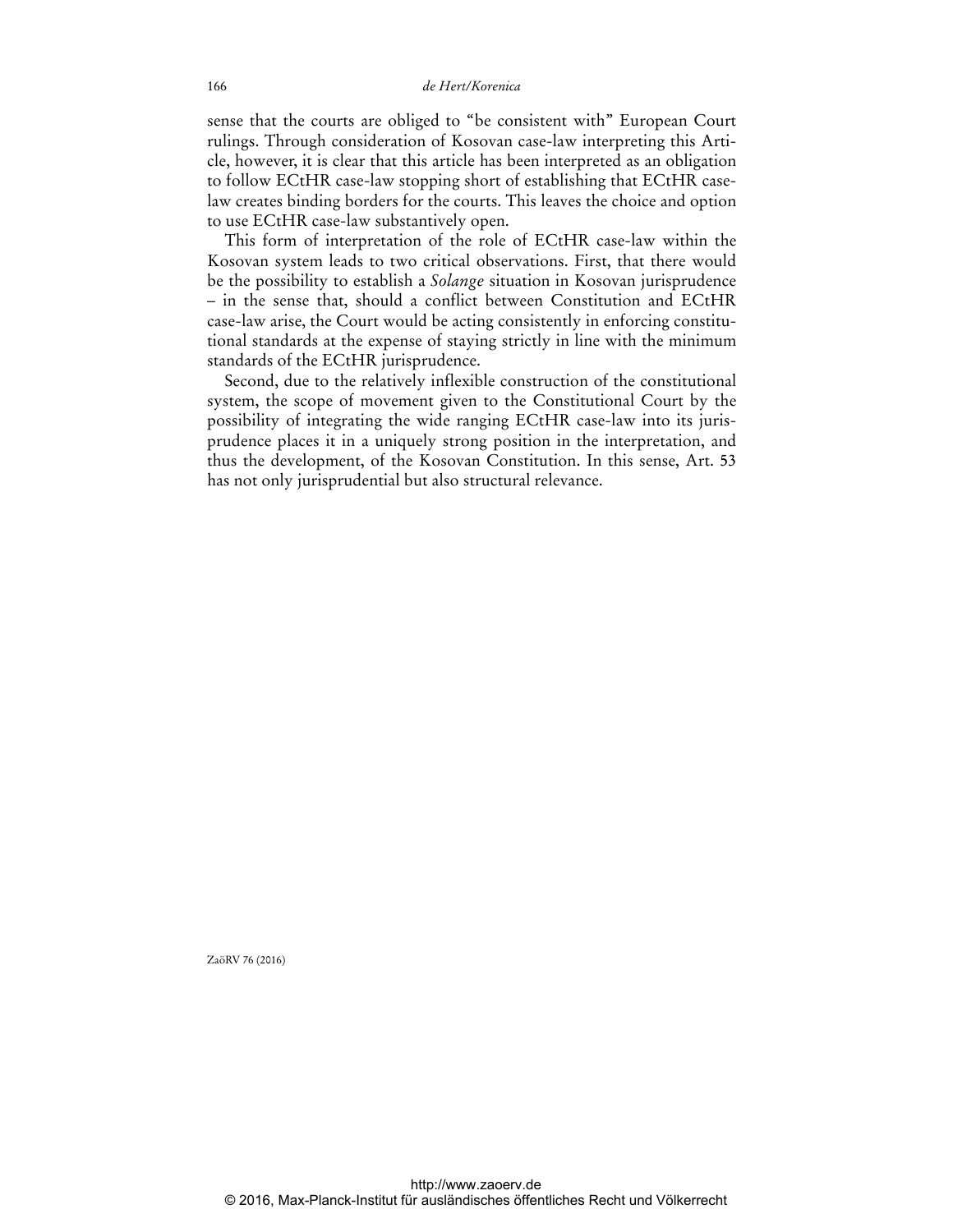sense that the courts are obliged to "be consistent with" European Court rulings. Through consideration of Kosovan case-law interpreting this Article, however, it is clear that this article has been interpreted as an obligation to follow ECtHR case-law stopping short of establishing that ECtHR case-law creates binding borders for the courts. This leaves the choice and option to use ECtHR case-law substantively open.

This form of interpretation of the role of ECtHR case-law within the Kosovan system leads to two critical observations. First, that there would be the possibility to establish a *Solange* situation in Kosovan jurisprudence – in the sense that, should a conflict between Constitution and ECtHR case-law arise, the Court would be acting consistently in enforcing constitutional standards at the expense of staying strictly in line with the minimum standards of the ECtHR jurisprudence.

Second, due to the relatively inflexible construction of the constitutional system, the scope of movement given to the Constitutional Court by the possibility of integrating the wide ranging ECtHR case-law into its jurisprudence places it in a uniquely strong position in the interpretation, and thus the development, of the Kosovan Constitution. In this sense, Art. 53 has not only jurisprudential but also structural relevance.